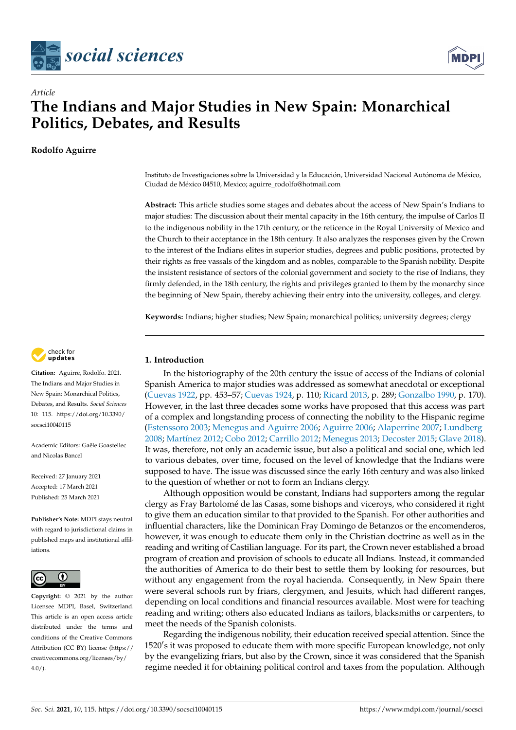*Article*

# The Indians and Major Studies in New Spain: Monarchical Politics, Debates, and Results

**Rodolfo Aguirre**

Instituto de Investigaciones sobre la Universidad y la Educación, Universidad Nacional Autónoma de México, Ciudad de México 04510, Mexico; aguirre_rodolfo@hotmail.com

**Abstract:** This article studies some stages and debates about the access of New Spain's Indians to major studies: The discussion about their mental capacity in the 16th century, the impulse of Carlos II to the indigenous nobility in the 17th century, or the reticence in the Royal University of Mexico and the Church to their acceptance in the 18th century. It also analyzes the responses given by the Crown to the interest of the Indians elites in superior studies, degrees and public positions, protected by their rights as free vassals of the kingdom and as nobles, comparable to the Spanish nobility. Despite the insistent resistance of sectors of the colonial government and society to the rise of Indians, they firmly defended, in the 18th century, the rights and privileges granted to them by the monarchy since the beginning of New Spain, thereby achieving their entry into the university, colleges, and clergy.

**Keywords:** Indians; higher studies; New Spain; monarchical politics; university degrees; clergy

**Citation:** Aguirre, Rodolfo. 2021. The Indians and Major Studies in New Spain: Monarchical Politics, Debates, and Results. *Social Sciences* 10: 115. https://doi.org/10.3390/socsci10040115

Academic Editors: Gaële Goastellec and Nicolas Bancel

Received: 27 January 2021
Accepted: 17 March 2021
Published: 25 March 2021

**Publisher's Note:** MDPI stays neutral with regard to jurisdictional claims in published maps and institutional affiliations.

**Copyright:** © 2021 by the author. Licensee MDPI, Basel, Switzerland. This article is an open access article distributed under the terms and conditions of the Creative Commons Attribution (CC BY) license (https://creativecommons.org/licenses/by/4.0/).

## 1. Introduction

In the historiography of the 20th century the issue of access of the Indians of colonial Spanish America to major studies was addressed as somewhat anecdotal or exceptional (Cuevas 1922, pp. 453–57; Cuevas 1924, p. 110; Ricard 2013, p. 289; Gonzalbo 1990, p. 170). However, in the last three decades some works have proposed that this access was part of a complex and longstanding process of connecting the nobility to the Hispanic regime (Estenssoro 2003; Menegus and Aguirre 2006; Aguirre 2006; Alaperrine 2007; Lundberg 2008; Martínez 2012; Cobo 2012; Carrillo 2012; Menegus 2013; Decoster 2015; Glave 2018). It was, therefore, not only an academic issue, but also a political and social one, which led to various debates, over time, focused on the level of knowledge that the Indians were supposed to have. The issue was discussed since the early 16th century and was also linked to the question of whether or not to form an Indians clergy.

Although opposition would be constant, Indians had supporters among the regular clergy as Fray Bartolomé de las Casas, some bishops and viceroys, who considered it right to give them an education similar to that provided to the Spanish. For other authorities and influential characters, like the Dominican Fray Domingo de Betanzos or the encomenderos, however, it was enough to educate them only in the Christian doctrine as well as in the reading and writing of Castilian language. For its part, the Crown never established a broad program of creation and provision of schools to educate all Indians. Instead, it commanded the authorities of America to do their best to settle them by looking for resources, but without any engagement from the royal hacienda. Consequently, in New Spain there were several schools run by friars, clergymen, and Jesuits, which had different ranges, depending on local conditions and financial resources available. Most were for teaching reading and writing; others also educated Indians as tailors, blacksmiths or carpenters, to meet the needs of the Spanish colonists.

Regarding the indigenous nobility, their education received special attention. Since the 1520's it was proposed to educate them with more specific European knowledge, not only by the evangelizing friars, but also by the Crown, since it was considered that the Spanish regime needed it for obtaining political control and taxes from the population. Although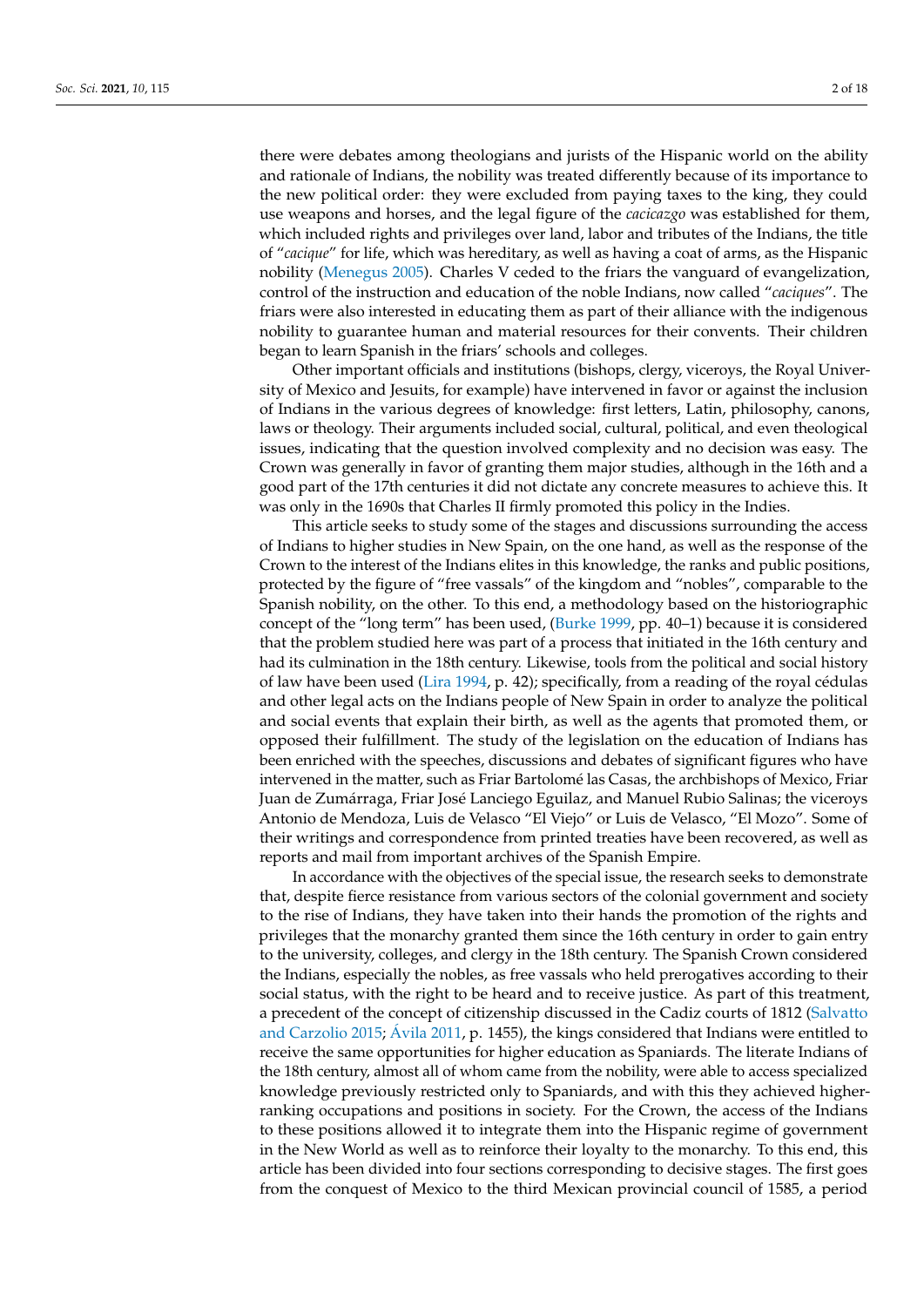there were debates among theologians and jurists of the Hispanic world on the ability and rationale of Indians, the nobility was treated differently because of its importance to the new political order: they were excluded from paying taxes to the king, they could use weapons and horses, and the legal figure of the *cacicazgo* was established for them, which included rights and privileges over land, labor and tributes of the Indians, the title of "*cacique*" for life, which was hereditary, as well as having a coat of arms, as the Hispanic nobility (Menegus 2005). Charles V ceded to the friars the vanguard of evangelization, control of the instruction and education of the noble Indians, now called "*caciques*". The friars were also interested in educating them as part of their alliance with the indigenous nobility to guarantee human and material resources for their convents. Their children began to learn Spanish in the friars' schools and colleges.

Other important officials and institutions (bishops, clergy, viceroys, the Royal University of Mexico and Jesuits, for example) have intervened in favor or against the inclusion of Indians in the various degrees of knowledge: first letters, Latin, philosophy, canons, laws or theology. Their arguments included social, cultural, political, and even theological issues, indicating that the question involved complexity and no decision was easy. The Crown was generally in favor of granting them major studies, although in the 16th and a good part of the 17th centuries it did not dictate any concrete measures to achieve this. It was only in the 1690s that Charles II firmly promoted this policy in the Indies.

This article seeks to study some of the stages and discussions surrounding the access of Indians to higher studies in New Spain, on the one hand, as well as the response of the Crown to the interest of the Indians elites in this knowledge, the ranks and public positions, protected by the figure of "free vassals" of the kingdom and "nobles", comparable to the Spanish nobility, on the other. To this end, a methodology based on the historiographic concept of the "long term" has been used, (Burke 1999, pp. 40–1) because it is considered that the problem studied here was part of a process that initiated in the 16th century and had its culmination in the 18th century. Likewise, tools from the political and social history of law have been used (Lira 1994, p. 42); specifically, from a reading of the royal cédulas and other legal acts on the Indians people of New Spain in order to analyze the political and social events that explain their birth, as well as the agents that promoted them, or opposed their fulfillment. The study of the legislation on the education of Indians has been enriched with the speeches, discussions and debates of significant figures who have intervened in the matter, such as Friar Bartolomé las Casas, the archbishops of Mexico, Friar Juan de Zumárraga, Friar José Lanciego Eguilaz, and Manuel Rubio Salinas; the viceroys Antonio de Mendoza, Luis de Velasco "El Viejo" or Luis de Velasco, "El Mozo". Some of their writings and correspondence from printed treaties have been recovered, as well as reports and mail from important archives of the Spanish Empire.

In accordance with the objectives of the special issue, the research seeks to demonstrate that, despite fierce resistance from various sectors of the colonial government and society to the rise of Indians, they have taken into their hands the promotion of the rights and privileges that the monarchy granted them since the 16th century in order to gain entry to the university, colleges, and clergy in the 18th century. The Spanish Crown considered the Indians, especially the nobles, as free vassals who held prerogatives according to their social status, with the right to be heard and to receive justice. As part of this treatment, a precedent of the concept of citizenship discussed in the Cadiz courts of 1812 (Salvatto and Carzolio 2015; Ávila 2011, p. 1455), the kings considered that Indians were entitled to receive the same opportunities for higher education as Spaniards. The literate Indians of the 18th century, almost all of whom came from the nobility, were able to access specialized knowledge previously restricted only to Spaniards, and with this they achieved higher-ranking occupations and positions in society. For the Crown, the access of the Indians to these positions allowed it to integrate them into the Hispanic regime of government in the New World as well as to reinforce their loyalty to the monarchy. To this end, this article has been divided into four sections corresponding to decisive stages. The first goes from the conquest of Mexico to the third Mexican provincial council of 1585, a period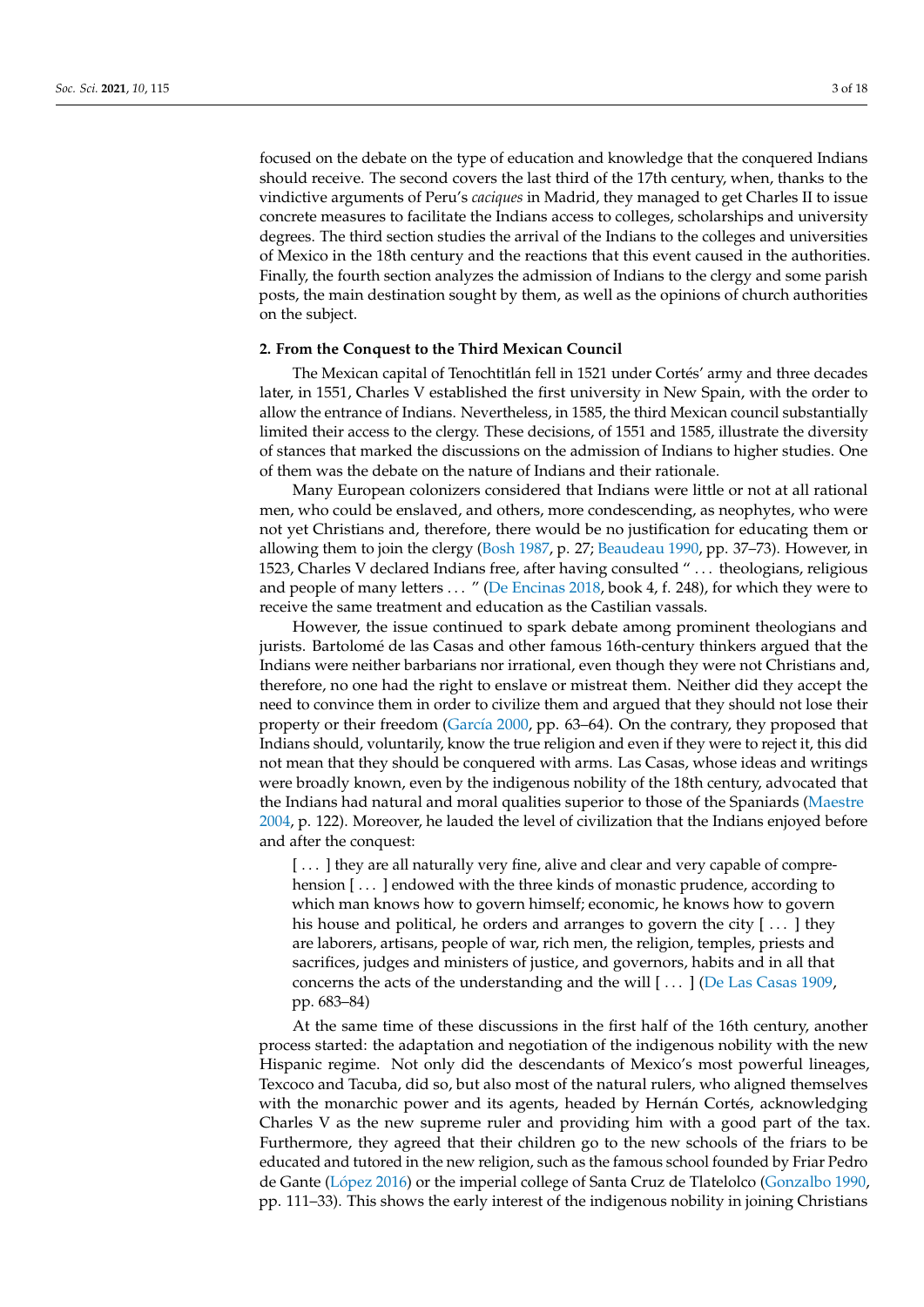focused on the debate on the type of education and knowledge that the conquered Indians should receive. The second covers the last third of the 17th century, when, thanks to the vindictive arguments of Peru's *caciques* in Madrid, they managed to get Charles II to issue concrete measures to facilitate the Indians access to colleges, scholarships and university degrees. The third section studies the arrival of the Indians to the colleges and universities of Mexico in the 18th century and the reactions that this event caused in the authorities. Finally, the fourth section analyzes the admission of Indians to the clergy and some parish posts, the main destination sought by them, as well as the opinions of church authorities on the subject.

## 2. From the Conquest to the Third Mexican Council

The Mexican capital of Tenochtitlán fell in 1521 under Cortés' army and three decades later, in 1551, Charles V established the first university in New Spain, with the order to allow the entrance of Indians. Nevertheless, in 1585, the third Mexican council substantially limited their access to the clergy. These decisions, of 1551 and 1585, illustrate the diversity of stances that marked the discussions on the admission of Indians to higher studies. One of them was the debate on the nature of Indians and their rationale.

Many European colonizers considered that Indians were little or not at all rational men, who could be enslaved, and others, more condescending, as neophytes, who were not yet Christians and, therefore, there would be no justification for educating them or allowing them to join the clergy (Bosh 1987, p. 27; Beaudeau 1990, pp. 37–73). However, in 1523, Charles V declared Indians free, after having consulted " ... theologians, religious and people of many letters ... " (De Encinas 2018, book 4, f. 248), for which they were to receive the same treatment and education as the Castilian vassals.

However, the issue continued to spark debate among prominent theologians and jurists. Bartolomé de las Casas and other famous 16th-century thinkers argued that the Indians were neither barbarians nor irrational, even though they were not Christians and, therefore, no one had the right to enslave or mistreat them. Neither did they accept the need to convince them in order to civilize them and argued that they should not lose their property or their freedom (García 2000, pp. 63–64). On the contrary, they proposed that Indians should, voluntarily, know the true religion and even if they were to reject it, this did not mean that they should be conquered with arms. Las Casas, whose ideas and writings were broadly known, even by the indigenous nobility of the 18th century, advocated that the Indians had natural and moral qualities superior to those of the Spaniards (Maestre 2004, p. 122). Moreover, he lauded the level of civilization that the Indians enjoyed before and after the conquest:

> [ ... ] they are all naturally very fine, alive and clear and very capable of comprehension [ ... ] endowed with the three kinds of monastic prudence, according to which man knows how to govern himself; economic, he knows how to govern his house and political, he orders and arranges to govern the city [ ... ] they are laborers, artisans, people of war, rich men, the religion, temples, priests and sacrifices, judges and ministers of justice, and governors, habits and in all that concerns the acts of the understanding and the will [ ... ] (De Las Casas 1909, pp. 683–84)

At the same time of these discussions in the first half of the 16th century, another process started: the adaptation and negotiation of the indigenous nobility with the new Hispanic regime. Not only did the descendants of Mexico's most powerful lineages, Texcoco and Tacuba, did so, but also most of the natural rulers, who aligned themselves with the monarchic power and its agents, headed by Hernán Cortés, acknowledging Charles V as the new supreme ruler and providing him with a good part of the tax. Furthermore, they agreed that their children go to the new schools of the friars to be educated and tutored in the new religion, such as the famous school founded by Friar Pedro de Gante (López 2016) or the imperial college of Santa Cruz de Tlatelolco (Gonzalbo 1990, pp. 111–33). This shows the early interest of the indigenous nobility in joining Christians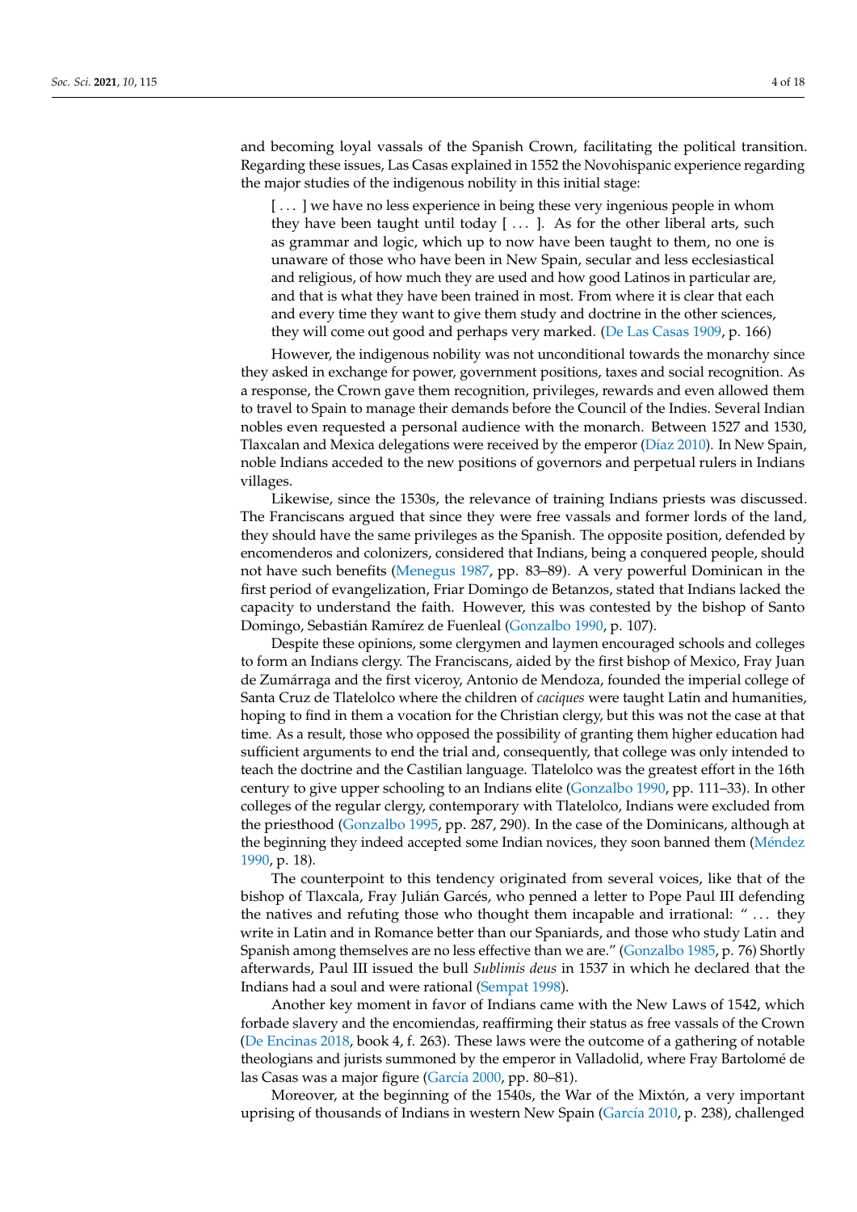and becoming loyal vassals of the Spanish Crown, facilitating the political transition. Regarding these issues, Las Casas explained in 1552 the Novohispanic experience regarding the major studies of the indigenous nobility in this initial stage:

> [ . . . ] we have no less experience in being these very ingenious people in whom they have been taught until today [ . . . ]. As for the other liberal arts, such as grammar and logic, which up to now have been taught to them, no one is unaware of those who have been in New Spain, secular and less ecclesiastical and religious, of how much they are used and how good Latinos in particular are, and that is what they have been trained in most. From where it is clear that each and every time they want to give them study and doctrine in the other sciences, they will come out good and perhaps very marked. (De Las Casas 1909, p. 166)

However, the indigenous nobility was not unconditional towards the monarchy since they asked in exchange for power, government positions, taxes and social recognition. As a response, the Crown gave them recognition, privileges, rewards and even allowed them to travel to Spain to manage their demands before the Council of the Indies. Several Indian nobles even requested a personal audience with the monarch. Between 1527 and 1530, Tlaxcalan and Mexica delegations were received by the emperor (Díaz 2010). In New Spain, noble Indians acceded to the new positions of governors and perpetual rulers in Indians villages.

Likewise, since the 1530s, the relevance of training Indians priests was discussed. The Franciscans argued that since they were free vassals and former lords of the land, they should have the same privileges as the Spanish. The opposite position, defended by encomenderos and colonizers, considered that Indians, being a conquered people, should not have such benefits (Menegus 1987, pp. 83–89). A very powerful Dominican in the first period of evangelization, Friar Domingo de Betanzos, stated that Indians lacked the capacity to understand the faith. However, this was contested by the bishop of Santo Domingo, Sebastián Ramírez de Fuenleal (Gonzalbo 1990, p. 107).

Despite these opinions, some clergymen and laymen encouraged schools and colleges to form an Indians clergy. The Franciscans, aided by the first bishop of Mexico, Fray Juan de Zumárraga and the first viceroy, Antonio de Mendoza, founded the imperial college of Santa Cruz de Tlatelolco where the children of *caciques* were taught Latin and humanities, hoping to find in them a vocation for the Christian clergy, but this was not the case at that time. As a result, those who opposed the possibility of granting them higher education had sufficient arguments to end the trial and, consequently, that college was only intended to teach the doctrine and the Castilian language. Tlatelolco was the greatest effort in the 16th century to give upper schooling to an Indians elite (Gonzalbo 1990, pp. 111–33). In other colleges of the regular clergy, contemporary with Tlatelolco, Indians were excluded from the priesthood (Gonzalbo 1995, pp. 287, 290). In the case of the Dominicans, although at the beginning they indeed accepted some Indian novices, they soon banned them (Méndez 1990, p. 18).

The counterpoint to this tendency originated from several voices, like that of the bishop of Tlaxcala, Fray Julián Garcés, who penned a letter to Pope Paul III defending the natives and refuting those who thought them incapable and irrational: " . . . they write in Latin and in Romance better than our Spaniards, and those who study Latin and Spanish among themselves are no less effective than we are." (Gonzalbo 1985, p. 76) Shortly afterwards, Paul III issued the bull *Sublimis deus* in 1537 in which he declared that the Indians had a soul and were rational (Sempat 1998).

Another key moment in favor of Indians came with the New Laws of 1542, which forbade slavery and the encomiendas, reaffirming their status as free vassals of the Crown (De Encinas 2018, book 4, f. 263). These laws were the outcome of a gathering of notable theologians and jurists summoned by the emperor in Valladolid, where Fray Bartolomé de las Casas was a major figure (García 2000, pp. 80–81).

Moreover, at the beginning of the 1540s, the War of the Mixtón, a very important uprising of thousands of Indians in western New Spain (García 2010, p. 238), challenged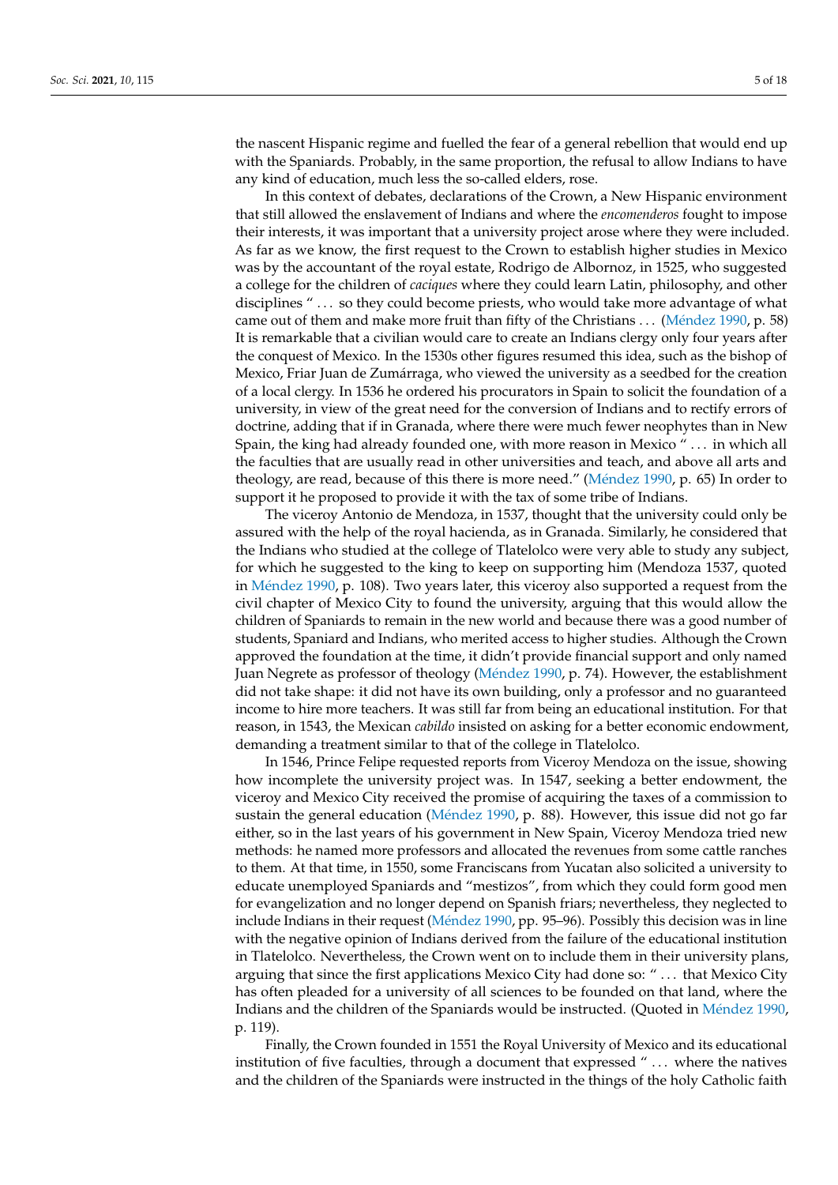the nascent Hispanic regime and fuelled the fear of a general rebellion that would end up with the Spaniards. Probably, in the same proportion, the refusal to allow Indians to have any kind of education, much less the so-called elders, rose.

In this context of debates, declarations of the Crown, a New Hispanic environment that still allowed the enslavement of Indians and where the *encomenderos* fought to impose their interests, it was important that a university project arose where they were included. As far as we know, the first request to the Crown to establish higher studies in Mexico was by the accountant of the royal estate, Rodrigo de Albornoz, in 1525, who suggested a college for the children of *caciques* where they could learn Latin, philosophy, and other disciplines " ... so they could become priests, who would take more advantage of what came out of them and make more fruit than fifty of the Christians ... (Méndez 1990, p. 58) It is remarkable that a civilian would care to create an Indians clergy only four years after the conquest of Mexico. In the 1530s other figures resumed this idea, such as the bishop of Mexico, Friar Juan de Zumárraga, who viewed the university as a seedbed for the creation of a local clergy. In 1536 he ordered his procurators in Spain to solicit the foundation of a university, in view of the great need for the conversion of Indians and to rectify errors of doctrine, adding that if in Granada, where there were much fewer neophytes than in New Spain, the king had already founded one, with more reason in Mexico " ... in which all the faculties that are usually read in other universities and teach, and above all arts and theology, are read, because of this there is more need." (Méndez 1990, p. 65) In order to support it he proposed to provide it with the tax of some tribe of Indians.

The viceroy Antonio de Mendoza, in 1537, thought that the university could only be assured with the help of the royal hacienda, as in Granada. Similarly, he considered that the Indians who studied at the college of Tlatelolco were very able to study any subject, for which he suggested to the king to keep on supporting him (Mendoza 1537, quoted in Méndez 1990, p. 108). Two years later, this viceroy also supported a request from the civil chapter of Mexico City to found the university, arguing that this would allow the children of Spaniards to remain in the new world and because there was a good number of students, Spaniard and Indians, who merited access to higher studies. Although the Crown approved the foundation at the time, it didn't provide financial support and only named Juan Negrete as professor of theology (Méndez 1990, p. 74). However, the establishment did not take shape: it did not have its own building, only a professor and no guaranteed income to hire more teachers. It was still far from being an educational institution. For that reason, in 1543, the Mexican *cabildo* insisted on asking for a better economic endowment, demanding a treatment similar to that of the college in Tlatelolco.

In 1546, Prince Felipe requested reports from Viceroy Mendoza on the issue, showing how incomplete the university project was. In 1547, seeking a better endowment, the viceroy and Mexico City received the promise of acquiring the taxes of a commission to sustain the general education (Méndez 1990, p. 88). However, this issue did not go far either, so in the last years of his government in New Spain, Viceroy Mendoza tried new methods: he named more professors and allocated the revenues from some cattle ranches to them. At that time, in 1550, some Franciscans from Yucatan also solicited a university to educate unemployed Spaniards and "mestizos", from which they could form good men for evangelization and no longer depend on Spanish friars; nevertheless, they neglected to include Indians in their request (Méndez 1990, pp. 95–96). Possibly this decision was in line with the negative opinion of Indians derived from the failure of the educational institution in Tlatelolco. Nevertheless, the Crown went on to include them in their university plans, arguing that since the first applications Mexico City had done so: " ... that Mexico City has often pleaded for a university of all sciences to be founded on that land, where the Indians and the children of the Spaniards would be instructed. (Quoted in Méndez 1990, p. 119).

Finally, the Crown founded in 1551 the Royal University of Mexico and its educational institution of five faculties, through a document that expressed " ... where the natives and the children of the Spaniards were instructed in the things of the holy Catholic faith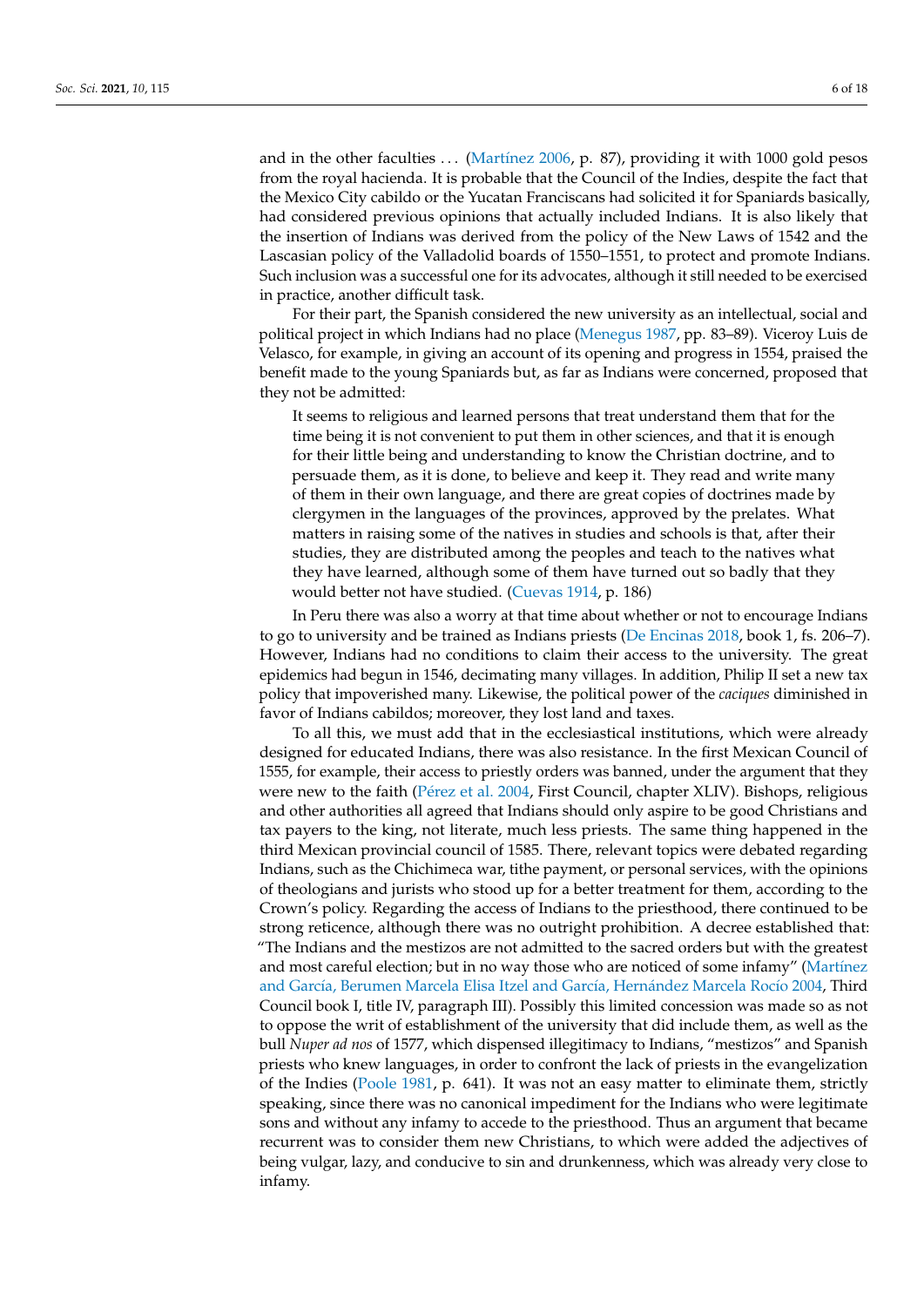and in the other faculties . . . (Martínez 2006, p. 87), providing it with 1000 gold pesos from the royal hacienda. It is probable that the Council of the Indies, despite the fact that the Mexico City cabildo or the Yucatan Franciscans had solicited it for Spaniards basically, had considered previous opinions that actually included Indians. It is also likely that the insertion of Indians was derived from the policy of the New Laws of 1542 and the Lascasian policy of the Valladolid boards of 1550–1551, to protect and promote Indians. Such inclusion was a successful one for its advocates, although it still needed to be exercised in practice, another difficult task.

For their part, the Spanish considered the new university as an intellectual, social and political project in which Indians had no place (Menegus 1987, pp. 83–89). Viceroy Luis de Velasco, for example, in giving an account of its opening and progress in 1554, praised the benefit made to the young Spaniards but, as far as Indians were concerned, proposed that they not be admitted:

> It seems to religious and learned persons that treat understand them that for the time being it is not convenient to put them in other sciences, and that it is enough for their little being and understanding to know the Christian doctrine, and to persuade them, as it is done, to believe and keep it. They read and write many of them in their own language, and there are great copies of doctrines made by clergymen in the languages of the provinces, approved by the prelates. What matters in raising some of the natives in studies and schools is that, after their studies, they are distributed among the peoples and teach to the natives what they have learned, although some of them have turned out so badly that they would better not have studied. (Cuevas 1914, p. 186)

In Peru there was also a worry at that time about whether or not to encourage Indians to go to university and be trained as Indians priests (De Encinas 2018, book 1, fs. 206–7). However, Indians had no conditions to claim their access to the university. The great epidemics had begun in 1546, decimating many villages. In addition, Philip II set a new tax policy that impoverished many. Likewise, the political power of the *caciques* diminished in favor of Indians cabildos; moreover, they lost land and taxes.

To all this, we must add that in the ecclesiastical institutions, which were already designed for educated Indians, there was also resistance. In the first Mexican Council of 1555, for example, their access to priestly orders was banned, under the argument that they were new to the faith (Pérez et al. 2004, First Council, chapter XLIV). Bishops, religious and other authorities all agreed that Indians should only aspire to be good Christians and tax payers to the king, not literate, much less priests. The same thing happened in the third Mexican provincial council of 1585. There, relevant topics were debated regarding Indians, such as the Chichimeca war, tithe payment, or personal services, with the opinions of theologians and jurists who stood up for a better treatment for them, according to the Crown's policy. Regarding the access of Indians to the priesthood, there continued to be strong reticence, although there was no outright prohibition. A decree established that: "The Indians and the mestizos are not admitted to the sacred orders but with the greatest and most careful election; but in no way those who are noticed of some infamy" (Martínez and García, Berumen Marcela Elisa Itzel and García, Hernández Marcela Rocío 2004, Third Council book I, title IV, paragraph III). Possibly this limited concession was made so as not to oppose the writ of establishment of the university that did include them, as well as the bull *Nuper ad nos* of 1577, which dispensed illegitimacy to Indians, "mestizos" and Spanish priests who knew languages, in order to confront the lack of priests in the evangelization of the Indies (Poole 1981, p. 641). It was not an easy matter to eliminate them, strictly speaking, since there was no canonical impediment for the Indians who were legitimate sons and without any infamy to accede to the priesthood. Thus an argument that became recurrent was to consider them new Christians, to which were added the adjectives of being vulgar, lazy, and conducive to sin and drunkenness, which was already very close to infamy.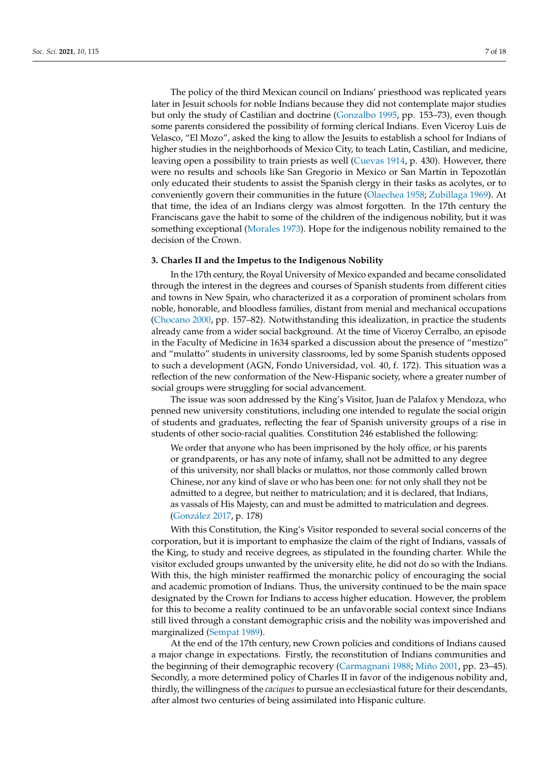The policy of the third Mexican council on Indians' priesthood was replicated years later in Jesuit schools for noble Indians because they did not contemplate major studies but only the study of Castilian and doctrine (Gonzalbo 1995, pp. 153–73), even though some parents considered the possibility of forming clerical Indians. Even Viceroy Luis de Velasco, "El Mozo", asked the king to allow the Jesuits to establish a school for Indians of higher studies in the neighborhoods of Mexico City, to teach Latin, Castilian, and medicine, leaving open a possibility to train priests as well (Cuevas 1914, p. 430). However, there were no results and schools like San Gregorio in Mexico or San Martín in Tepozotlán only educated their students to assist the Spanish clergy in their tasks as acolytes, or to conveniently govern their communities in the future (Olaechea 1958; Zubillaga 1969). At that time, the idea of an Indians clergy was almost forgotten. In the 17th century the Franciscans gave the habit to some of the children of the indigenous nobility, but it was something exceptional (Morales 1973). Hope for the indigenous nobility remained to the decision of the Crown.

## 3. Charles II and the Impetus to the Indigenous Nobility

In the 17th century, the Royal University of Mexico expanded and became consolidated through the interest in the degrees and courses of Spanish students from different cities and towns in New Spain, who characterized it as a corporation of prominent scholars from noble, honorable, and bloodless families, distant from menial and mechanical occupations (Chocano 2000, pp. 157–82). Notwithstanding this idealization, in practice the students already came from a wider social background. At the time of Viceroy Cerralbo, an episode in the Faculty of Medicine in 1634 sparked a discussion about the presence of "mestizo" and "mulatto" students in university classrooms, led by some Spanish students opposed to such a development (AGN, Fondo Universidad, vol. 40, f. 172). This situation was a reflection of the new conformation of the New-Hispanic society, where a greater number of social groups were struggling for social advancement.

The issue was soon addressed by the King's Visitor, Juan de Palafox y Mendoza, who penned new university constitutions, including one intended to regulate the social origin of students and graduates, reflecting the fear of Spanish university groups of a rise in students of other socio-racial qualities. Constitution 246 established the following:

> We order that anyone who has been imprisoned by the holy office, or his parents or grandparents, or has any note of infamy, shall not be admitted to any degree of this university, nor shall blacks or mulattos, nor those commonly called brown Chinese, nor any kind of slave or who has been one: for not only shall they not be admitted to a degree, but neither to matriculation; and it is declared, that Indians, as vassals of His Majesty, can and must be admitted to matriculation and degrees. (González 2017, p. 178)

With this Constitution, the King's Visitor responded to several social concerns of the corporation, but it is important to emphasize the claim of the right of Indians, vassals of the King, to study and receive degrees, as stipulated in the founding charter. While the visitor excluded groups unwanted by the university elite, he did not do so with the Indians. With this, the high minister reaffirmed the monarchic policy of encouraging the social and academic promotion of Indians. Thus, the university continued to be the main space designated by the Crown for Indians to access higher education. However, the problem for this to become a reality continued to be an unfavorable social context since Indians still lived through a constant demographic crisis and the nobility was impoverished and marginalized (Sempat 1989).

At the end of the 17th century, new Crown policies and conditions of Indians caused a major change in expectations. Firstly, the reconstitution of Indians communities and the beginning of their demographic recovery (Carmagnani 1988; Miño 2001, pp. 23–45). Secondly, a more determined policy of Charles II in favor of the indigenous nobility and, thirdly, the willingness of the *caciques* to pursue an ecclesiastical future for their descendants, after almost two centuries of being assimilated into Hispanic culture.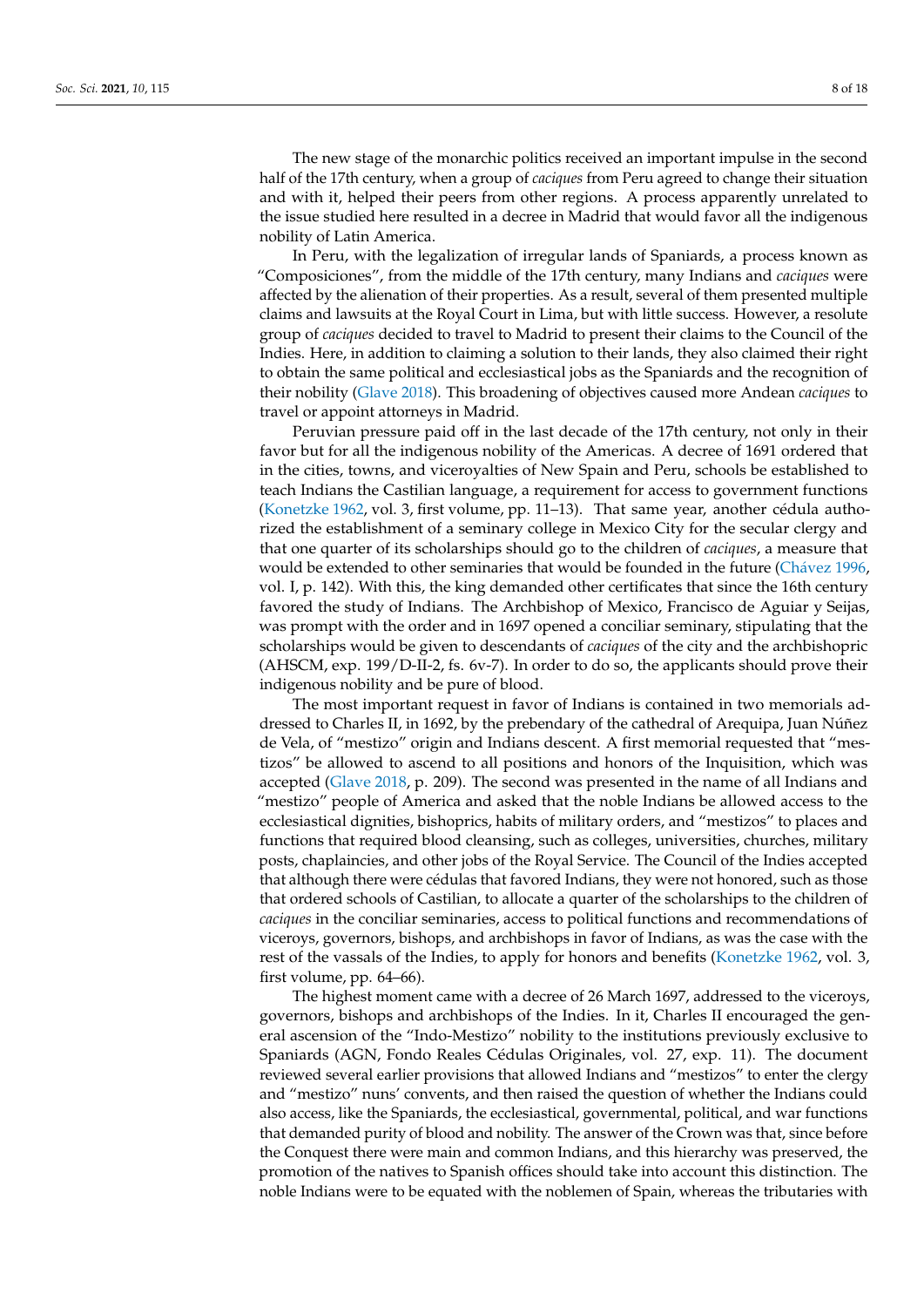The new stage of the monarchic politics received an important impulse in the second half of the 17th century, when a group of *caciques* from Peru agreed to change their situation and with it, helped their peers from other regions. A process apparently unrelated to the issue studied here resulted in a decree in Madrid that would favor all the indigenous nobility of Latin America.

In Peru, with the legalization of irregular lands of Spaniards, a process known as "Composiciones", from the middle of the 17th century, many Indians and *caciques* were affected by the alienation of their properties. As a result, several of them presented multiple claims and lawsuits at the Royal Court in Lima, but with little success. However, a resolute group of *caciques* decided to travel to Madrid to present their claims to the Council of the Indies. Here, in addition to claiming a solution to their lands, they also claimed their right to obtain the same political and ecclesiastical jobs as the Spaniards and the recognition of their nobility (Glave 2018). This broadening of objectives caused more Andean *caciques* to travel or appoint attorneys in Madrid.

Peruvian pressure paid off in the last decade of the 17th century, not only in their favor but for all the indigenous nobility of the Americas. A decree of 1691 ordered that in the cities, towns, and viceroyalties of New Spain and Peru, schools be established to teach Indians the Castilian language, a requirement for access to government functions (Konetzke 1962, vol. 3, first volume, pp. 11–13). That same year, another cédula authorized the establishment of a seminary college in Mexico City for the secular clergy and that one quarter of its scholarships should go to the children of *caciques*, a measure that would be extended to other seminaries that would be founded in the future (Chávez 1996, vol. I, p. 142). With this, the king demanded other certificates that since the 16th century favored the study of Indians. The Archbishop of Mexico, Francisco de Aguiar y Seijas, was prompt with the order and in 1697 opened a conciliar seminary, stipulating that the scholarships would be given to descendants of *caciques* of the city and the archbishopric (AHSCM, exp. 199/D-II-2, fs. 6v-7). In order to do so, the applicants should prove their indigenous nobility and be pure of blood.

The most important request in favor of Indians is contained in two memorials addressed to Charles II, in 1692, by the prebendary of the cathedral of Arequipa, Juan Núñez de Vela, of "mestizo" origin and Indians descent. A first memorial requested that "mestizos" be allowed to ascend to all positions and honors of the Inquisition, which was accepted (Glave 2018, p. 209). The second was presented in the name of all Indians and "mestizo" people of America and asked that the noble Indians be allowed access to the ecclesiastical dignities, bishoprics, habits of military orders, and "mestizos" to places and functions that required blood cleansing, such as colleges, universities, churches, military posts, chaplaincies, and other jobs of the Royal Service. The Council of the Indies accepted that although there were cédulas that favored Indians, they were not honored, such as those that ordered schools of Castilian, to allocate a quarter of the scholarships to the children of *caciques* in the conciliar seminaries, access to political functions and recommendations of viceroys, governors, bishops, and archbishops in favor of Indians, as was the case with the rest of the vassals of the Indies, to apply for honors and benefits (Konetzke 1962, vol. 3, first volume, pp. 64–66).

The highest moment came with a decree of 26 March 1697, addressed to the viceroys, governors, bishops and archbishops of the Indies. In it, Charles II encouraged the general ascension of the "Indo-Mestizo" nobility to the institutions previously exclusive to Spaniards (AGN, Fondo Reales Cédulas Originales, vol. 27, exp. 11). The document reviewed several earlier provisions that allowed Indians and "mestizos" to enter the clergy and "mestizo" nuns' convents, and then raised the question of whether the Indians could also access, like the Spaniards, the ecclesiastical, governmental, political, and war functions that demanded purity of blood and nobility. The answer of the Crown was that, since before the Conquest there were main and common Indians, and this hierarchy was preserved, the promotion of the natives to Spanish offices should take into account this distinction. The noble Indians were to be equated with the noblemen of Spain, whereas the tributaries with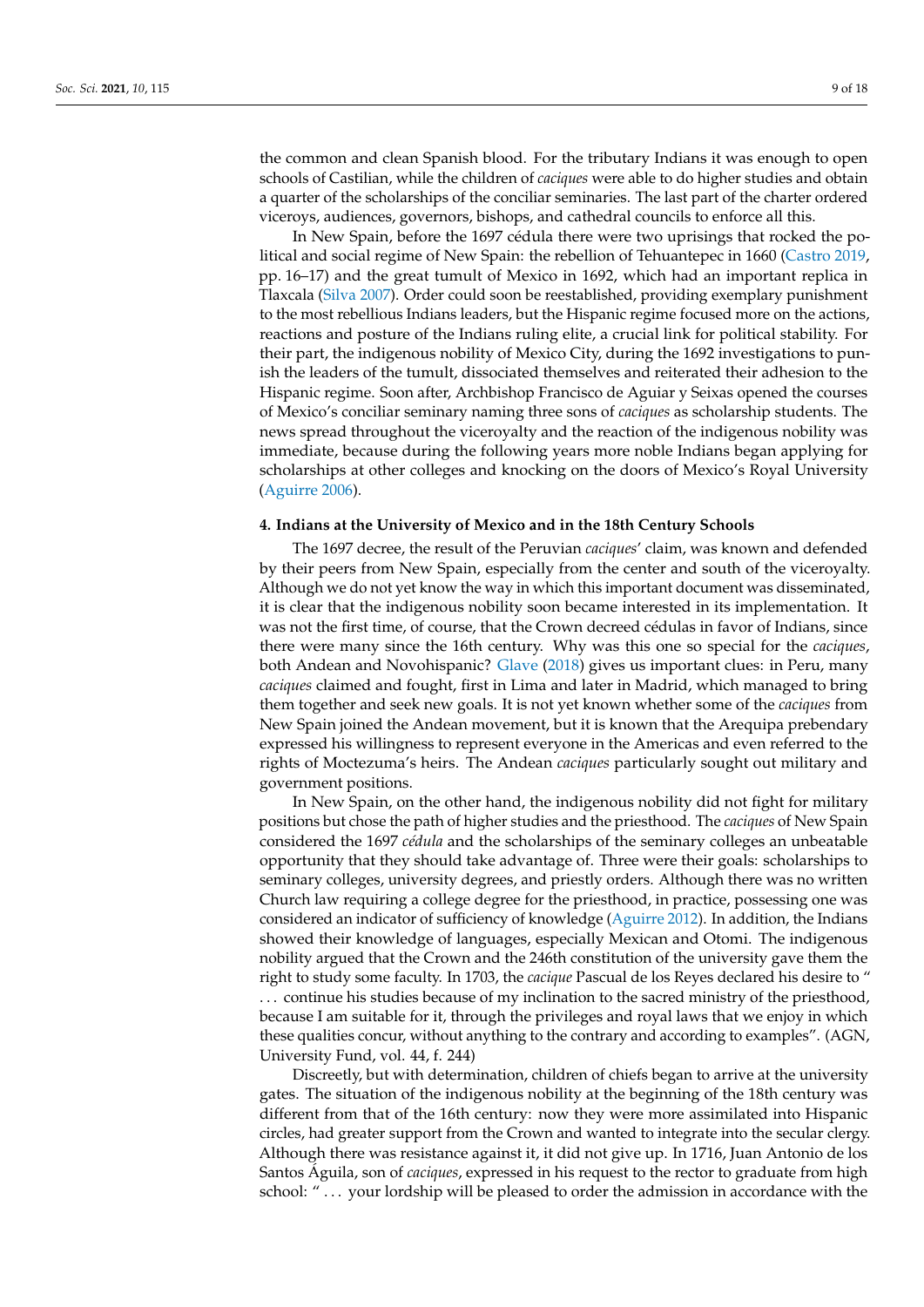the common and clean Spanish blood. For the tributary Indians it was enough to open schools of Castilian, while the children of *caciques* were able to do higher studies and obtain a quarter of the scholarships of the conciliar seminaries. The last part of the charter ordered viceroys, audiences, governors, bishops, and cathedral councils to enforce all this.

In New Spain, before the 1697 cédula there were two uprisings that rocked the political and social regime of New Spain: the rebellion of Tehuantepec in 1660 (Castro 2019, pp. 16–17) and the great tumult of Mexico in 1692, which had an important replica in Tlaxcala (Silva 2007). Order could soon be reestablished, providing exemplary punishment to the most rebellious Indians leaders, but the Hispanic regime focused more on the actions, reactions and posture of the Indians ruling elite, a crucial link for political stability. For their part, the indigenous nobility of Mexico City, during the 1692 investigations to punish the leaders of the tumult, dissociated themselves and reiterated their adhesion to the Hispanic regime. Soon after, Archbishop Francisco de Aguiar y Seixas opened the courses of Mexico's conciliar seminary naming three sons of *caciques* as scholarship students. The news spread throughout the viceroyalty and the reaction of the indigenous nobility was immediate, because during the following years more noble Indians began applying for scholarships at other colleges and knocking on the doors of Mexico's Royal University (Aguirre 2006).

#### 4. Indians at the University of Mexico and in the 18th Century Schools

The 1697 decree, the result of the Peruvian *caciques*' claim, was known and defended by their peers from New Spain, especially from the center and south of the viceroyalty. Although we do not yet know the way in which this important document was disseminated, it is clear that the indigenous nobility soon became interested in its implementation. It was not the first time, of course, that the Crown decreed cédulas in favor of Indians, since there were many since the 16th century. Why was this one so special for the *caciques*, both Andean and Novohispanic? Glave (2018) gives us important clues: in Peru, many *caciques* claimed and fought, first in Lima and later in Madrid, which managed to bring them together and seek new goals. It is not yet known whether some of the *caciques* from New Spain joined the Andean movement, but it is known that the Arequipa prebendary expressed his willingness to represent everyone in the Americas and even referred to the rights of Moctezuma's heirs. The Andean *caciques* particularly sought out military and government positions.

In New Spain, on the other hand, the indigenous nobility did not fight for military positions but chose the path of higher studies and the priesthood. The *caciques* of New Spain considered the 1697 *cédula* and the scholarships of the seminary colleges an unbeatable opportunity that they should take advantage of. Three were their goals: scholarships to seminary colleges, university degrees, and priestly orders. Although there was no written Church law requiring a college degree for the priesthood, in practice, possessing one was considered an indicator of sufficiency of knowledge (Aguirre 2012). In addition, the Indians showed their knowledge of languages, especially Mexican and Otomi. The indigenous nobility argued that the Crown and the 246th constitution of the university gave them the right to study some faculty. In 1703, the *cacique* Pascual de los Reyes declared his desire to " ... continue his studies because of my inclination to the sacred ministry of the priesthood, because I am suitable for it, through the privileges and royal laws that we enjoy in which these qualities concur, without anything to the contrary and according to examples". (AGN, University Fund, vol. 44, f. 244)

Discreetly, but with determination, children of chiefs began to arrive at the university gates. The situation of the indigenous nobility at the beginning of the 18th century was different from that of the 16th century: now they were more assimilated into Hispanic circles, had greater support from the Crown and wanted to integrate into the secular clergy. Although there was resistance against it, it did not give up. In 1716, Juan Antonio de los Santos Águila, son of *caciques*, expressed in his request to the rector to graduate from high school: " ... your lordship will be pleased to order the admission in accordance with the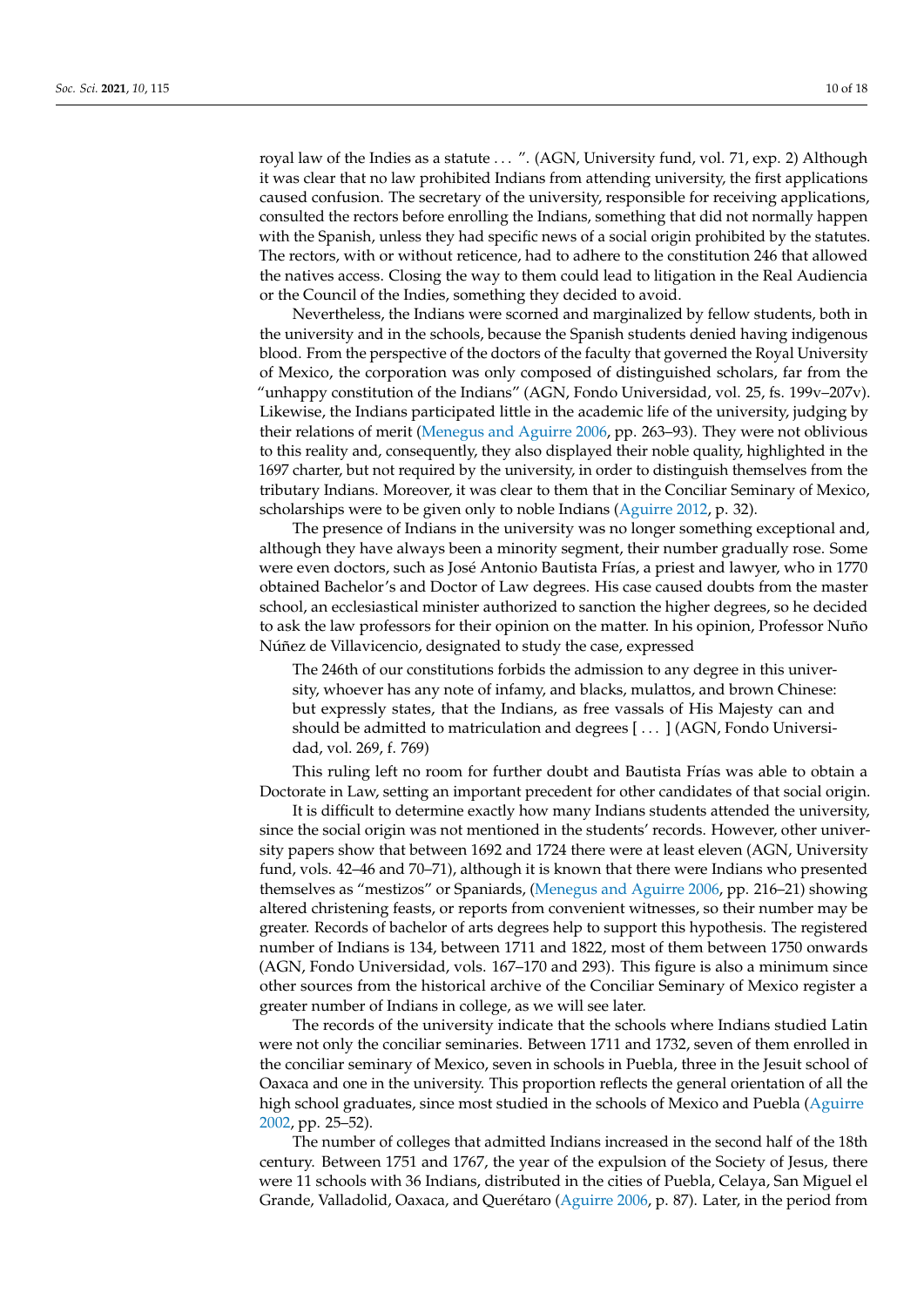royal law of the Indies as a statute . . . ". (AGN, University fund, vol. 71, exp. 2) Although it was clear that no law prohibited Indians from attending university, the first applications caused confusion. The secretary of the university, responsible for receiving applications, consulted the rectors before enrolling the Indians, something that did not normally happen with the Spanish, unless they had specific news of a social origin prohibited by the statutes. The rectors, with or without reticence, had to adhere to the constitution 246 that allowed the natives access. Closing the way to them could lead to litigation in the Real Audiencia or the Council of the Indies, something they decided to avoid.

Nevertheless, the Indians were scorned and marginalized by fellow students, both in the university and in the schools, because the Spanish students denied having indigenous blood. From the perspective of the doctors of the faculty that governed the Royal University of Mexico, the corporation was only composed of distinguished scholars, far from the "unhappy constitution of the Indians" (AGN, Fondo Universidad, vol. 25, fs. 199v–207v). Likewise, the Indians participated little in the academic life of the university, judging by their relations of merit (Menegus and Aguirre 2006, pp. 263–93). They were not oblivious to this reality and, consequently, they also displayed their noble quality, highlighted in the 1697 charter, but not required by the university, in order to distinguish themselves from the tributary Indians. Moreover, it was clear to them that in the Conciliar Seminary of Mexico, scholarships were to be given only to noble Indians (Aguirre 2012, p. 32).

The presence of Indians in the university was no longer something exceptional and, although they have always been a minority segment, their number gradually rose. Some were even doctors, such as José Antonio Bautista Frías, a priest and lawyer, who in 1770 obtained Bachelor's and Doctor of Law degrees. His case caused doubts from the master school, an ecclesiastical minister authorized to sanction the higher degrees, so he decided to ask the law professors for their opinion on the matter. In his opinion, Professor Nuño Núñez de Villavicencio, designated to study the case, expressed

> The 246th of our constitutions forbids the admission to any degree in this university, whoever has any note of infamy, and blacks, mulattos, and brown Chinese: but expressly states, that the Indians, as free vassals of His Majesty can and should be admitted to matriculation and degrees [ . . . ] (AGN, Fondo Universidad, vol. 269, f. 769)

This ruling left no room for further doubt and Bautista Frías was able to obtain a Doctorate in Law, setting an important precedent for other candidates of that social origin.

It is difficult to determine exactly how many Indians students attended the university, since the social origin was not mentioned in the students' records. However, other university papers show that between 1692 and 1724 there were at least eleven (AGN, University fund, vols. 42–46 and 70–71), although it is known that there were Indians who presented themselves as "mestizos" or Spaniards, (Menegus and Aguirre 2006, pp. 216–21) showing altered christening feasts, or reports from convenient witnesses, so their number may be greater. Records of bachelor of arts degrees help to support this hypothesis. The registered number of Indians is 134, between 1711 and 1822, most of them between 1750 onwards (AGN, Fondo Universidad, vols. 167–170 and 293). This figure is also a minimum since other sources from the historical archive of the Conciliar Seminary of Mexico register a greater number of Indians in college, as we will see later.

The records of the university indicate that the schools where Indians studied Latin were not only the conciliar seminaries. Between 1711 and 1732, seven of them enrolled in the conciliar seminary of Mexico, seven in schools in Puebla, three in the Jesuit school of Oaxaca and one in the university. This proportion reflects the general orientation of all the high school graduates, since most studied in the schools of Mexico and Puebla (Aguirre 2002, pp. 25–52).

The number of colleges that admitted Indians increased in the second half of the 18th century. Between 1751 and 1767, the year of the expulsion of the Society of Jesus, there were 11 schools with 36 Indians, distributed in the cities of Puebla, Celaya, San Miguel el Grande, Valladolid, Oaxaca, and Querétaro (Aguirre 2006, p. 87). Later, in the period from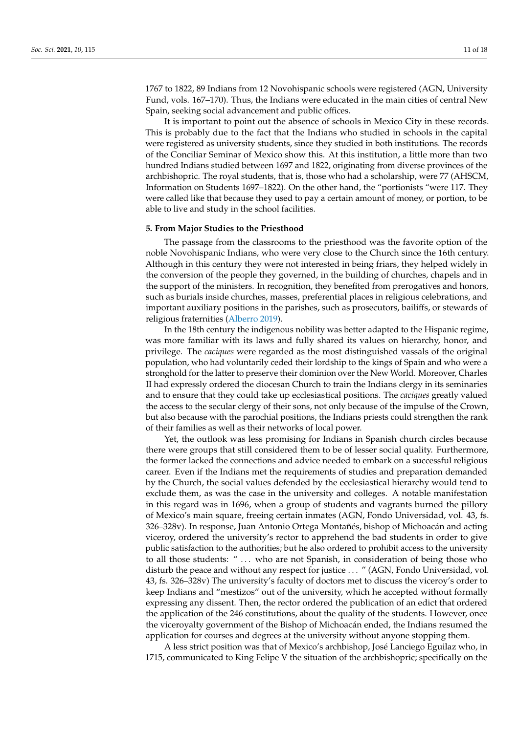1767 to 1822, 89 Indians from 12 Novohispanic schools were registered (AGN, University Fund, vols. 167–170). Thus, the Indians were educated in the main cities of central New Spain, seeking social advancement and public offices.

It is important to point out the absence of schools in Mexico City in these records. This is probably due to the fact that the Indians who studied in schools in the capital were registered as university students, since they studied in both institutions. The records of the Conciliar Seminar of Mexico show this. At this institution, a little more than two hundred Indians studied between 1697 and 1822, originating from diverse provinces of the archbishopric. The royal students, that is, those who had a scholarship, were 77 (AHSCM, Information on Students 1697–1822). On the other hand, the "portionists "were 117. They were called like that because they used to pay a certain amount of money, or portion, to be able to live and study in the school facilities.

#### 5. From Major Studies to the Priesthood

The passage from the classrooms to the priesthood was the favorite option of the noble Novohispanic Indians, who were very close to the Church since the 16th century. Although in this century they were not interested in being friars, they helped widely in the conversion of the people they governed, in the building of churches, chapels and in the support of the ministers. In recognition, they benefited from prerogatives and honors, such as burials inside churches, masses, preferential places in religious celebrations, and important auxiliary positions in the parishes, such as prosecutors, bailiffs, or stewards of religious fraternities (Alberro 2019).

In the 18th century the indigenous nobility was better adapted to the Hispanic regime, was more familiar with its laws and fully shared its values on hierarchy, honor, and privilege. The *caciques* were regarded as the most distinguished vassals of the original population, who had voluntarily ceded their lordship to the kings of Spain and who were a stronghold for the latter to preserve their dominion over the New World. Moreover, Charles II had expressly ordered the diocesan Church to train the Indians clergy in its seminaries and to ensure that they could take up ecclesiastical positions. The *caciques* greatly valued the access to the secular clergy of their sons, not only because of the impulse of the Crown, but also because with the parochial positions, the Indians priests could strengthen the rank of their families as well as their networks of local power.

Yet, the outlook was less promising for Indians in Spanish church circles because there were groups that still considered them to be of lesser social quality. Furthermore, the former lacked the connections and advice needed to embark on a successful religious career. Even if the Indians met the requirements of studies and preparation demanded by the Church, the social values defended by the ecclesiastical hierarchy would tend to exclude them, as was the case in the university and colleges. A notable manifestation in this regard was in 1696, when a group of students and vagrants burned the pillory of Mexico's main square, freeing certain inmates (AGN, Fondo Universidad, vol. 43, fs. 326–328v). In response, Juan Antonio Ortega Montañés, bishop of Michoacán and acting viceroy, ordered the university's rector to apprehend the bad students in order to give public satisfaction to the authorities; but he also ordered to prohibit access to the university to all those students: " ... who are not Spanish, in consideration of being those who disturb the peace and without any respect for justice ... " (AGN, Fondo Universidad, vol. 43, fs. 326–328v) The university's faculty of doctors met to discuss the viceroy's order to keep Indians and "mestizos" out of the university, which he accepted without formally expressing any dissent. Then, the rector ordered the publication of an edict that ordered the application of the 246 constitutions, about the quality of the students. However, once the viceroyalty government of the Bishop of Michoacán ended, the Indians resumed the application for courses and degrees at the university without anyone stopping them.

A less strict position was that of Mexico's archbishop, José Lanciego Eguilaz who, in 1715, communicated to King Felipe V the situation of the archbishopric; specifically on the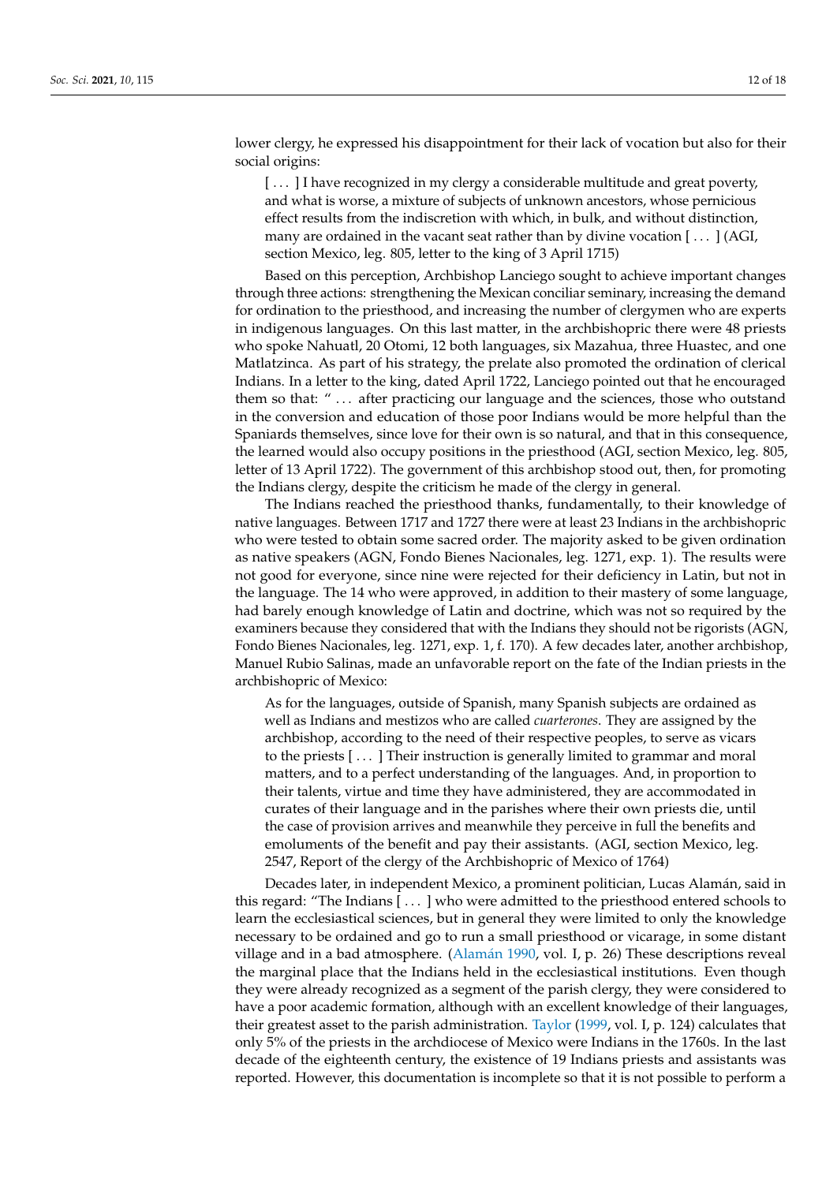lower clergy, he expressed his disappointment for their lack of vocation but also for their social origins:

> [ ... ] I have recognized in my clergy a considerable multitude and great poverty, and what is worse, a mixture of subjects of unknown ancestors, whose pernicious effect results from the indiscretion with which, in bulk, and without distinction, many are ordained in the vacant seat rather than by divine vocation [ ... ] (AGI, section Mexico, leg. 805, letter to the king of 3 April 1715)

Based on this perception, Archbishop Lanciego sought to achieve important changes through three actions: strengthening the Mexican conciliar seminary, increasing the demand for ordination to the priesthood, and increasing the number of clergymen who are experts in indigenous languages. On this last matter, in the archbishopric there were 48 priests who spoke Nahuatl, 20 Otomi, 12 both languages, six Mazahua, three Huastec, and one Matlatzinca. As part of his strategy, the prelate also promoted the ordination of clerical Indians. In a letter to the king, dated April 1722, Lanciego pointed out that he encouraged them so that: " ... after practicing our language and the sciences, those who outstand in the conversion and education of those poor Indians would be more helpful than the Spaniards themselves, since love for their own is so natural, and that in this consequence, the learned would also occupy positions in the priesthood (AGI, section Mexico, leg. 805, letter of 13 April 1722). The government of this archbishop stood out, then, for promoting the Indians clergy, despite the criticism he made of the clergy in general.

The Indians reached the priesthood thanks, fundamentally, to their knowledge of native languages. Between 1717 and 1727 there were at least 23 Indians in the archbishopric who were tested to obtain some sacred order. The majority asked to be given ordination as native speakers (AGN, Fondo Bienes Nacionales, leg. 1271, exp. 1). The results were not good for everyone, since nine were rejected for their deficiency in Latin, but not in the language. The 14 who were approved, in addition to their mastery of some language, had barely enough knowledge of Latin and doctrine, which was not so required by the examiners because they considered that with the Indians they should not be rigorists (AGN, Fondo Bienes Nacionales, leg. 1271, exp. 1, f. 170). A few decades later, another archbishop, Manuel Rubio Salinas, made an unfavorable report on the fate of the Indian priests in the archbishopric of Mexico:

> As for the languages, outside of Spanish, many Spanish subjects are ordained as well as Indians and mestizos who are called *cuarterones*. They are assigned by the archbishop, according to the need of their respective peoples, to serve as vicars to the priests [ ... ] Their instruction is generally limited to grammar and moral matters, and to a perfect understanding of the languages. And, in proportion to their talents, virtue and time they have administered, they are accommodated in curates of their language and in the parishes where their own priests die, until the case of provision arrives and meanwhile they perceive in full the benefits and emoluments of the benefit and pay their assistants. (AGI, section Mexico, leg. 2547, Report of the clergy of the Archbishopric of Mexico of 1764)

Decades later, in independent Mexico, a prominent politician, Lucas Alamán, said in this regard: "The Indians [ ... ] who were admitted to the priesthood entered schools to learn the ecclesiastical sciences, but in general they were limited to only the knowledge necessary to be ordained and go to run a small priesthood or vicarage, in some distant village and in a bad atmosphere. (Alamán 1990, vol. I, p. 26) These descriptions reveal the marginal place that the Indians held in the ecclesiastical institutions. Even though they were already recognized as a segment of the parish clergy, they were considered to have a poor academic formation, although with an excellent knowledge of their languages, their greatest asset to the parish administration. Taylor (1999, vol. I, p. 124) calculates that only 5% of the priests in the archdiocese of Mexico were Indians in the 1760s. In the last decade of the eighteenth century, the existence of 19 Indians priests and assistants was reported. However, this documentation is incomplete so that it is not possible to perform a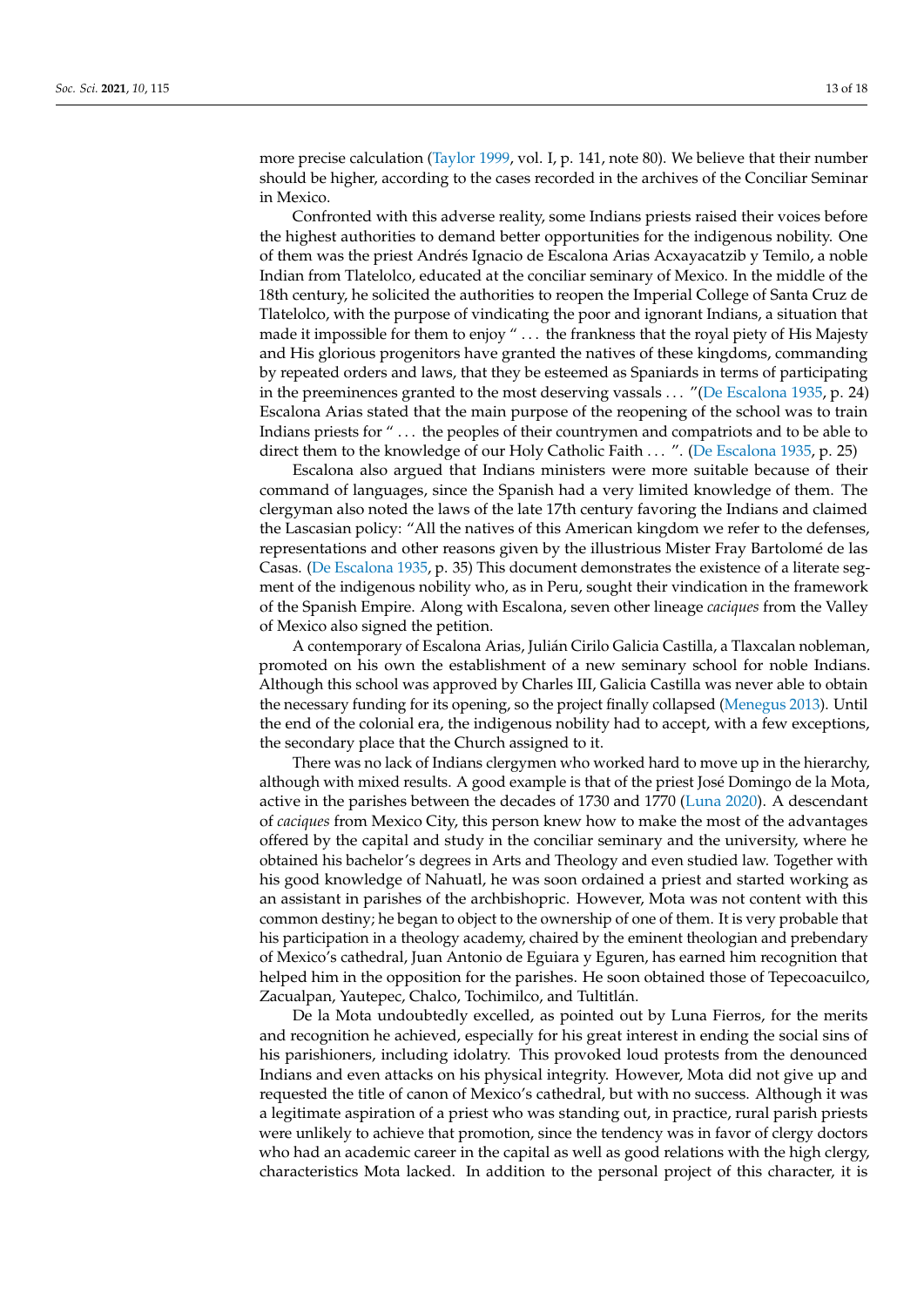more precise calculation (Taylor 1999, vol. I, p. 141, note 80). We believe that their number should be higher, according to the cases recorded in the archives of the Conciliar Seminar in Mexico.

Confronted with this adverse reality, some Indians priests raised their voices before the highest authorities to demand better opportunities for the indigenous nobility. One of them was the priest Andrés Ignacio de Escalona Arias Acxayacatzib y Temilo, a noble Indian from Tlatelolco, educated at the conciliar seminary of Mexico. In the middle of the 18th century, he solicited the authorities to reopen the Imperial College of Santa Cruz de Tlatelolco, with the purpose of vindicating the poor and ignorant Indians, a situation that made it impossible for them to enjoy " . . . the frankness that the royal piety of His Majesty and His glorious progenitors have granted the natives of these kingdoms, commanding by repeated orders and laws, that they be esteemed as Spaniards in terms of participating in the preeminences granted to the most deserving vassals . . . "(De Escalona 1935, p. 24) Escalona Arias stated that the main purpose of the reopening of the school was to train Indians priests for " . . . the peoples of their countrymen and compatriots and to be able to direct them to the knowledge of our Holy Catholic Faith . . . ". (De Escalona 1935, p. 25)

Escalona also argued that Indians ministers were more suitable because of their command of languages, since the Spanish had a very limited knowledge of them. The clergyman also noted the laws of the late 17th century favoring the Indians and claimed the Lascasian policy: "All the natives of this American kingdom we refer to the defenses, representations and other reasons given by the illustrious Mister Fray Bartolomé de las Casas. (De Escalona 1935, p. 35) This document demonstrates the existence of a literate segment of the indigenous nobility who, as in Peru, sought their vindication in the framework of the Spanish Empire. Along with Escalona, seven other lineage *caciques* from the Valley of Mexico also signed the petition.

A contemporary of Escalona Arias, Julián Cirilo Galicia Castilla, a Tlaxcalan nobleman, promoted on his own the establishment of a new seminary school for noble Indians. Although this school was approved by Charles III, Galicia Castilla was never able to obtain the necessary funding for its opening, so the project finally collapsed (Menegus 2013). Until the end of the colonial era, the indigenous nobility had to accept, with a few exceptions, the secondary place that the Church assigned to it.

There was no lack of Indians clergymen who worked hard to move up in the hierarchy, although with mixed results. A good example is that of the priest José Domingo de la Mota, active in the parishes between the decades of 1730 and 1770 (Luna 2020). A descendant of *caciques* from Mexico City, this person knew how to make the most of the advantages offered by the capital and study in the conciliar seminary and the university, where he obtained his bachelor's degrees in Arts and Theology and even studied law. Together with his good knowledge of Nahuatl, he was soon ordained a priest and started working as an assistant in parishes of the archbishopric. However, Mota was not content with this common destiny; he began to object to the ownership of one of them. It is very probable that his participation in a theology academy, chaired by the eminent theologian and prebendary of Mexico's cathedral, Juan Antonio de Eguiara y Eguren, has earned him recognition that helped him in the opposition for the parishes. He soon obtained those of Tepecoacuilco, Zacualpan, Yautepec, Chalco, Tochimilco, and Tultitlán.

De la Mota undoubtedly excelled, as pointed out by Luna Fierros, for the merits and recognition he achieved, especially for his great interest in ending the social sins of his parishioners, including idolatry. This provoked loud protests from the denounced Indians and even attacks on his physical integrity. However, Mota did not give up and requested the title of canon of Mexico's cathedral, but with no success. Although it was a legitimate aspiration of a priest who was standing out, in practice, rural parish priests were unlikely to achieve that promotion, since the tendency was in favor of clergy doctors who had an academic career in the capital as well as good relations with the high clergy, characteristics Mota lacked. In addition to the personal project of this character, it is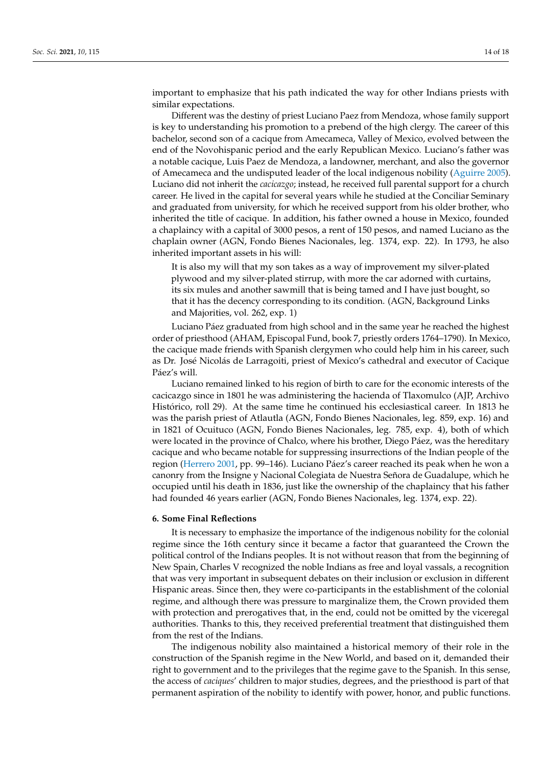important to emphasize that his path indicated the way for other Indians priests with similar expectations.

Different was the destiny of priest Luciano Paez from Mendoza, whose family support is key to understanding his promotion to a prebend of the high clergy. The career of this bachelor, second son of a cacique from Amecameca, Valley of Mexico, evolved between the end of the Novohispanic period and the early Republican Mexico. Luciano's father was a notable cacique, Luis Paez de Mendoza, a landowner, merchant, and also the governor of Amecameca and the undisputed leader of the local indigenous nobility (Aguirre 2005). Luciano did not inherit the *cacicazgo*; instead, he received full parental support for a church career. He lived in the capital for several years while he studied at the Conciliar Seminary and graduated from university, for which he received support from his older brother, who inherited the title of cacique. In addition, his father owned a house in Mexico, founded a chaplaincy with a capital of 3000 pesos, a rent of 150 pesos, and named Luciano as the chaplain owner (AGN, Fondo Bienes Nacionales, leg. 1374, exp. 22). In 1793, he also inherited important assets in his will:

> It is also my will that my son takes as a way of improvement my silver-plated plywood and my silver-plated stirrup, with more the car adorned with curtains, its six mules and another sawmill that is being tamed and I have just bought, so that it has the decency corresponding to its condition. (AGN, Background Links and Majorities, vol. 262, exp. 1)

Luciano Páez graduated from high school and in the same year he reached the highest order of priesthood (AHAM, Episcopal Fund, book 7, priestly orders 1764–1790). In Mexico, the cacique made friends with Spanish clergymen who could help him in his career, such as Dr. José Nicolás de Larragoiti, priest of Mexico's cathedral and executor of Cacique Páez's will.

Luciano remained linked to his region of birth to care for the economic interests of the cacicazgo since in 1801 he was administering the hacienda of Tlaxomulco (AJP, Archivo Histórico, roll 29). At the same time he continued his ecclesiastical career. In 1813 he was the parish priest of Atlautla (AGN, Fondo Bienes Nacionales, leg. 859, exp. 16) and in 1821 of Ocuituco (AGN, Fondo Bienes Nacionales, leg. 785, exp. 4), both of which were located in the province of Chalco, where his brother, Diego Páez, was the hereditary cacique and who became notable for suppressing insurrections of the Indian people of the region (Herrero 2001, pp. 99–146). Luciano Páez's career reached its peak when he won a canonry from the Insigne y Nacional Colegiata de Nuestra Señora de Guadalupe, which he occupied until his death in 1836, just like the ownership of the chaplaincy that his father had founded 46 years earlier (AGN, Fondo Bienes Nacionales, leg. 1374, exp. 22).

## 6. Some Final Reflections

It is necessary to emphasize the importance of the indigenous nobility for the colonial regime since the 16th century since it became a factor that guaranteed the Crown the political control of the Indians peoples. It is not without reason that from the beginning of New Spain, Charles V recognized the noble Indians as free and loyal vassals, a recognition that was very important in subsequent debates on their inclusion or exclusion in different Hispanic areas. Since then, they were co-participants in the establishment of the colonial regime, and although there was pressure to marginalize them, the Crown provided them with protection and prerogatives that, in the end, could not be omitted by the viceregal authorities. Thanks to this, they received preferential treatment that distinguished them from the rest of the Indians.

The indigenous nobility also maintained a historical memory of their role in the construction of the Spanish regime in the New World, and based on it, demanded their right to government and to the privileges that the regime gave to the Spanish. In this sense, the access of *caciques*' children to major studies, degrees, and the priesthood is part of that permanent aspiration of the nobility to identify with power, honor, and public functions.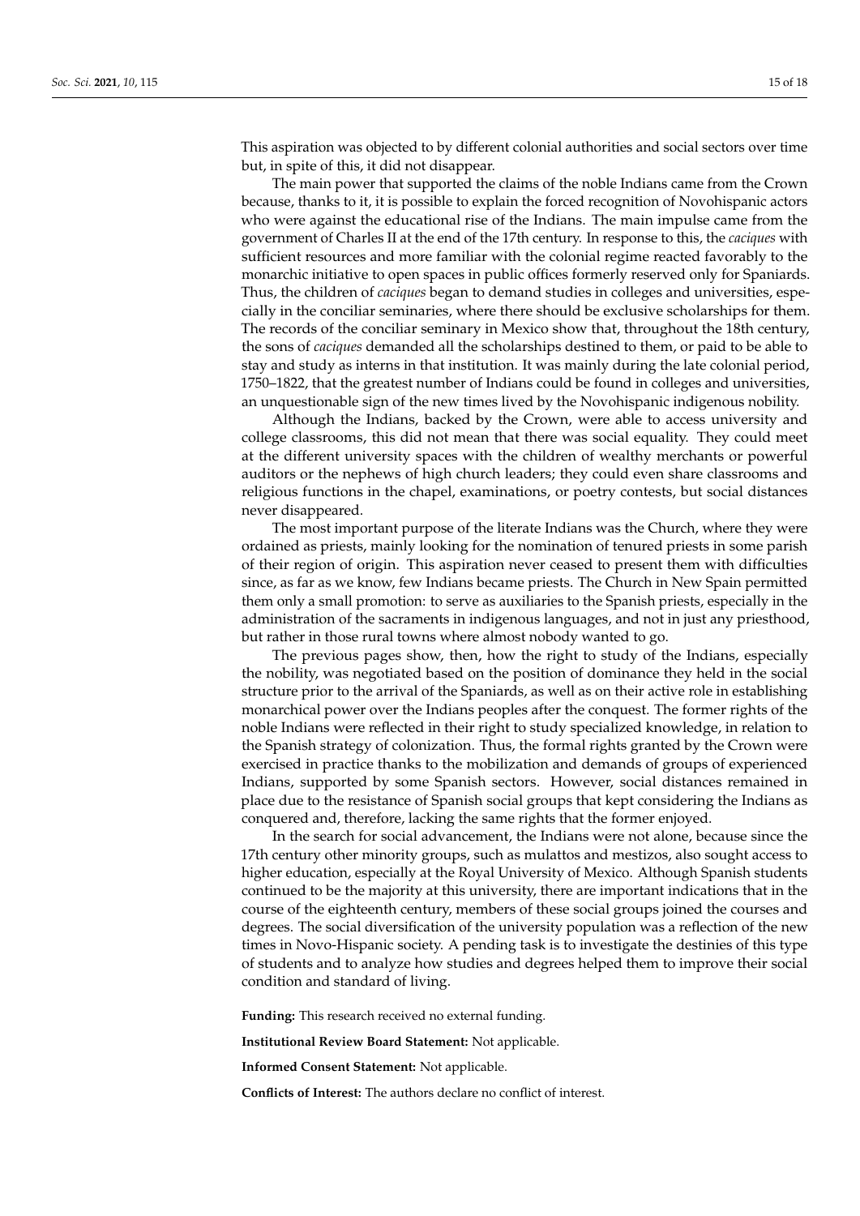This aspiration was objected to by different colonial authorities and social sectors over time but, in spite of this, it did not disappear.

The main power that supported the claims of the noble Indians came from the Crown because, thanks to it, it is possible to explain the forced recognition of Novohispanic actors who were against the educational rise of the Indians. The main impulse came from the government of Charles II at the end of the 17th century. In response to this, the *caciques* with sufficient resources and more familiar with the colonial regime reacted favorably to the monarchic initiative to open spaces in public offices formerly reserved only for Spaniards. Thus, the children of *caciques* began to demand studies in colleges and universities, especially in the conciliar seminaries, where there should be exclusive scholarships for them. The records of the conciliar seminary in Mexico show that, throughout the 18th century, the sons of *caciques* demanded all the scholarships destined to them, or paid to be able to stay and study as interns in that institution. It was mainly during the late colonial period, 1750–1822, that the greatest number of Indians could be found in colleges and universities, an unquestionable sign of the new times lived by the Novohispanic indigenous nobility.

Although the Indians, backed by the Crown, were able to access university and college classrooms, this did not mean that there was social equality. They could meet at the different university spaces with the children of wealthy merchants or powerful auditors or the nephews of high church leaders; they could even share classrooms and religious functions in the chapel, examinations, or poetry contests, but social distances never disappeared.

The most important purpose of the literate Indians was the Church, where they were ordained as priests, mainly looking for the nomination of tenured priests in some parish of their region of origin. This aspiration never ceased to present them with difficulties since, as far as we know, few Indians became priests. The Church in New Spain permitted them only a small promotion: to serve as auxiliaries to the Spanish priests, especially in the administration of the sacraments in indigenous languages, and not in just any priesthood, but rather in those rural towns where almost nobody wanted to go.

The previous pages show, then, how the right to study of the Indians, especially the nobility, was negotiated based on the position of dominance they held in the social structure prior to the arrival of the Spaniards, as well as on their active role in establishing monarchical power over the Indians peoples after the conquest. The former rights of the noble Indians were reflected in their right to study specialized knowledge, in relation to the Spanish strategy of colonization. Thus, the formal rights granted by the Crown were exercised in practice thanks to the mobilization and demands of groups of experienced Indians, supported by some Spanish sectors. However, social distances remained in place due to the resistance of Spanish social groups that kept considering the Indians as conquered and, therefore, lacking the same rights that the former enjoyed.

In the search for social advancement, the Indians were not alone, because since the 17th century other minority groups, such as mulattos and mestizos, also sought access to higher education, especially at the Royal University of Mexico. Although Spanish students continued to be the majority at this university, there are important indications that in the course of the eighteenth century, members of these social groups joined the courses and degrees. The social diversification of the university population was a reflection of the new times in Novo-Hispanic society. A pending task is to investigate the destinies of this type of students and to analyze how studies and degrees helped them to improve their social condition and standard of living.

**Funding:** This research received no external funding.

**Institutional Review Board Statement:** Not applicable.

**Informed Consent Statement:** Not applicable.

**Conflicts of Interest:** The authors declare no conflict of interest.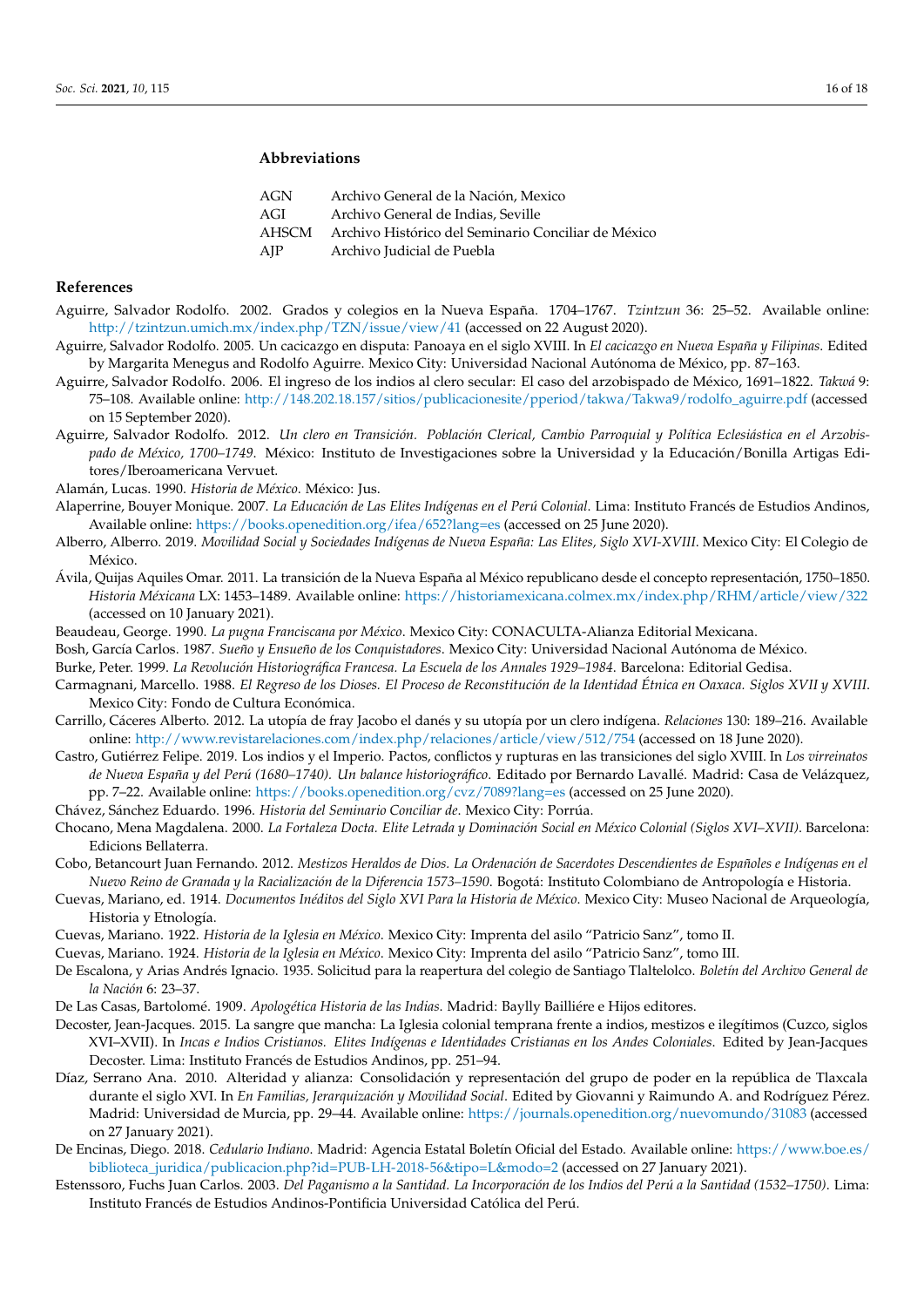## Abbreviations

| | |
|---|---|
| AGN | Archivo General de la Nación, Mexico |
| AGI | Archivo General de Indias, Seville |
| AHSCM | Archivo Histórico del Seminario Conciliar de México |
| AJP | Archivo Judicial de Puebla |

## References

Aguirre, Salvador Rodolfo. 2002. Grados y colegios en la Nueva España. 1704–1767. *Tzintzun* 36: 25–52. Available online: http://tzintzun.umich.mx/index.php/TZN/issue/view/41 (accessed on 22 August 2020).

Aguirre, Salvador Rodolfo. 2005. Un cacicazgo en disputa: Panoaya en el siglo XVIII. In *El cacicazgo en Nueva España y Filipinas*. Edited by Margarita Menegus and Rodolfo Aguirre. Mexico City: Universidad Nacional Autónoma de México, pp. 87–163.

Aguirre, Salvador Rodolfo. 2006. El ingreso de los indios al clero secular: El caso del arzobispado de México, 1691–1822. *Takwá* 9: 75–108. Available online: http://148.202.18.157/sitios/publicacionesite/pperiod/takwa/Takwa9/rodolfo_aguirre.pdf (accessed on 15 September 2020).

Aguirre, Salvador Rodolfo. 2012. *Un clero en Transición. Población Clerical, Cambio Parroquial y Política Eclesiástica en el Arzobispado de México, 1700–1749*. México: Instituto de Investigaciones sobre la Universidad y la Educación/Bonilla Artigas Editores/Iberoamericana Vervuet.

Alamán, Lucas. 1990. *Historia de México*. México: Jus.

Alaperrine, Bouyer Monique. 2007. *La Educación de Las Elites Indígenas en el Perú Colonial*. Lima: Instituto Francés de Estudios Andinos, Available online: https://books.openedition.org/ifea/652?lang=es (accessed on 25 June 2020).

Alberro, Alberro. 2019. *Movilidad Social y Sociedades Indígenas de Nueva España: Las Elites, Siglo XVI-XVIII*. Mexico City: El Colegio de México.

Ávila, Quijas Aquiles Omar. 2011. La transición de la Nueva España al México republicano desde el concepto representación, 1750–1850. *Historia Méxicana* LX: 1453–1489. Available online: https://historiamexicana.colmex.mx/index.php/RHM/article/view/322 (accessed on 10 January 2021).

Beaudeau, George. 1990. *La pugna Franciscana por México*. Mexico City: CONACULTA-Alianza Editorial Mexicana.

Bosh, García Carlos. 1987. *Sueño y Ensueño de los Conquistadores*. Mexico City: Universidad Nacional Autónoma de México.

Burke, Peter. 1999. *La Revolución Historiográfica Francesa. La Escuela de los Annales 1929–1984*. Barcelona: Editorial Gedisa.

Carmagnani, Marcello. 1988. *El Regreso de los Dioses. El Proceso de Reconstitución de la Identidad Étnica en Oaxaca. Siglos XVII y XVIII*. Mexico City: Fondo de Cultura Económica.

Carrillo, Cáceres Alberto. 2012. La utopía de fray Jacobo el danés y su utopía por un clero indígena. *Relaciones* 130: 189–216. Available online: http://www.revistarelaciones.com/index.php/relaciones/article/view/512/754 (accessed on 18 June 2020).

Castro, Gutiérrez Felipe. 2019. Los indios y el Imperio. Pactos, conflictos y rupturas en las transiciones del siglo XVIII. In *Los virreinatos de Nueva España y del Perú (1680–1740). Un balance historiográfico*. Editado por Bernardo Lavallé. Madrid: Casa de Velázquez, pp. 7–22. Available online: https://books.openedition.org/cvz/7089?lang=es (accessed on 25 June 2020).

Chávez, Sánchez Eduardo. 1996. *Historia del Seminario Conciliar de*. Mexico City: Porrúa.

Chocano, Mena Magdalena. 2000. *La Fortaleza Docta. Elite Letrada y Dominación Social en México Colonial (Siglos XVI–XVII)*. Barcelona: Edicions Bellaterra.

Cobo, Betancourt Juan Fernando. 2012. *Mestizos Heraldos de Dios. La Ordenación de Sacerdotes Descendientes de Españoles e Indígenas en el Nuevo Reino de Granada y la Racialización de la Diferencia 1573–1590*. Bogotá: Instituto Colombiano de Antropología e Historia.

Cuevas, Mariano, ed. 1914. *Documentos Inéditos del Siglo XVI Para la Historia de México*. Mexico City: Museo Nacional de Arqueología, Historia y Etnología.

Cuevas, Mariano. 1922. *Historia de la Iglesia en México*. Mexico City: Imprenta del asilo "Patricio Sanz", tomo II.

Cuevas, Mariano. 1924. *Historia de la Iglesia en México*. Mexico City: Imprenta del asilo "Patricio Sanz", tomo III.

De Escalona, y Arias Andrés Ignacio. 1935. Solicitud para la reapertura del colegio de Santiago Tlaltelolco. *Boletín del Archivo General de la Nación* 6: 23–37.

De Las Casas, Bartolomé. 1909. *Apologética Historia de las Indias*. Madrid: Baylly Bailliére y Hijos editores.

Decoster, Jean-Jacques. 2015. La sangre que mancha: La Iglesia colonial temprana frente a indios, mestizos e ilegítimos (Cuzco, siglos XVI–XVII). In *Incas e Indios Cristianos. Elites Indígenas e Identidades Cristianas en los Andes Coloniales*. Edited by Jean-Jacques Decoster. Lima: Instituto Francés de Estudios Andinos, pp. 251–94.

Díaz, Serrano Ana. 2010. Alteridad y alianza: Consolidación y representación del grupo de poder en la república de Tlaxcala durante el siglo XVI. In *En Familias, Jerarquización y Movilidad Social*. Edited by Giovanni y Raimundo A. and Rodríguez Pérez. Madrid: Universidad de Murcia, pp. 29–44. Available online: https://journals.openedition.org/nuevomundo/31083 (accessed on 27 January 2021).

De Encinas, Diego. 2018. *Cedulario Indiano*. Madrid: Agencia Estatal Boletín Oficial del Estado. Available online: https://www.boe.es/biblioteca_juridica/publicacion.php?id=PUB-LH-2018-56&tipo=L&modo=2 (accessed on 27 January 2021).

Estenssoro, Fuchs Juan Carlos. 2003. *Del Paganismo a la Santidad. La Incorporación de los Indios del Perú a la Santidad (1532–1750)*. Lima: Instituto Francés de Estudios Andinos-Pontificia Universidad Católica del Perú.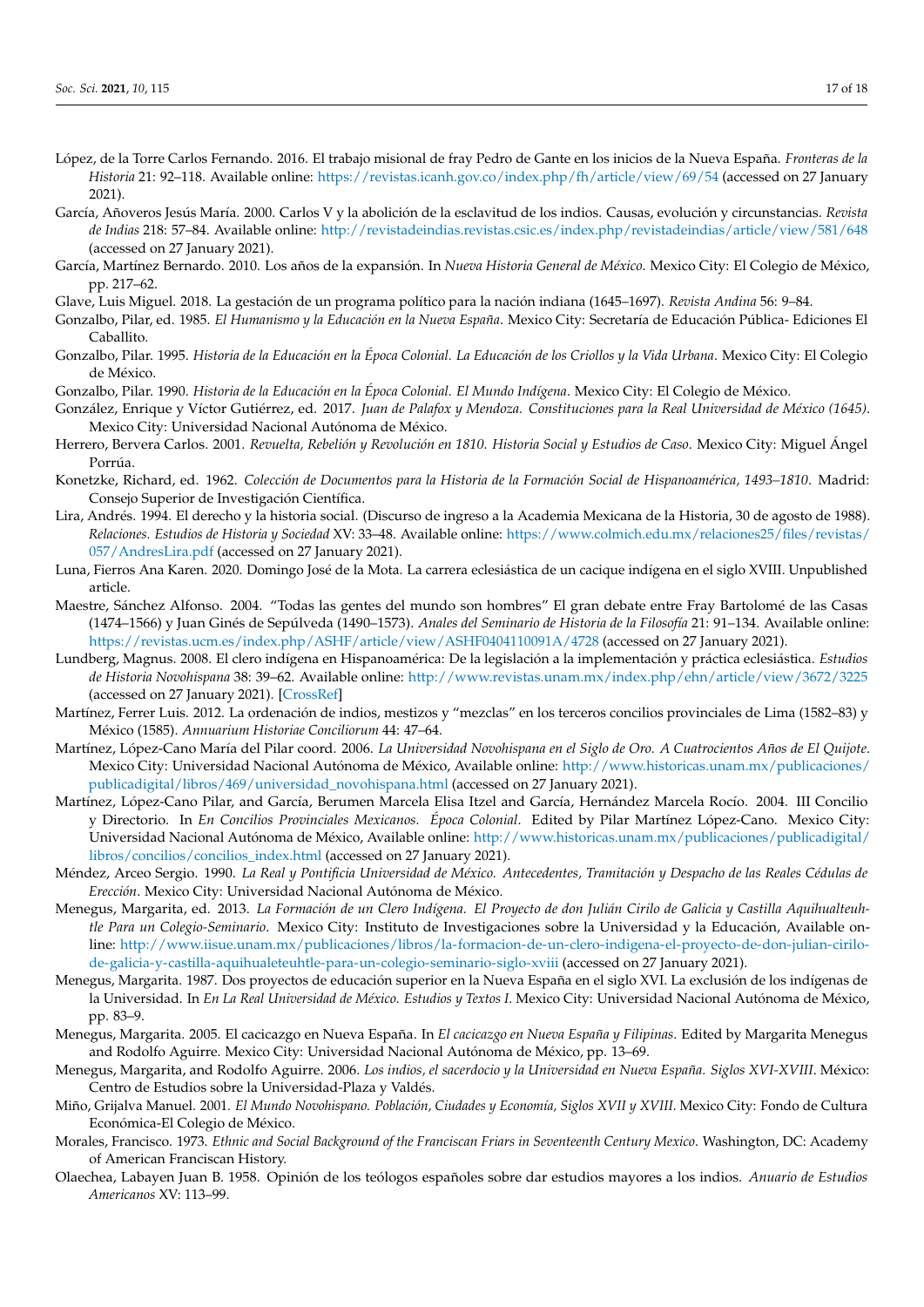López, de la Torre Carlos Fernando. 2016. El trabajo misional de fray Pedro de Gante en los inicios de la Nueva España. *Fronteras de la Historia* 21: 92–118. Available online: https://revistas.icanh.gov.co/index.php/fh/article/view/69/54 (accessed on 27 January 2021).

García, Añoveros Jesús María. 2000. Carlos V y la abolición de la esclavitud de los indios. Causas, evolución y circunstancias. *Revista de Indias* 218: 57–84. Available online: http://revistadeindias.revistas.csic.es/index.php/revistadeindias/article/view/581/648 (accessed on 27 January 2021).

García, Martínez Bernardo. 2010. Los años de la expansión. In *Nueva Historia General de México*. Mexico City: El Colegio de México, pp. 217–62.

Glave, Luis Miguel. 2018. La gestación de un programa político para la nación indiana (1645–1697). *Revista Andina* 56: 9–84.

Gonzalbo, Pilar, ed. 1985. *El Humanismo y la Educación en la Nueva España*. Mexico City: Secretaría de Educación Pública- Ediciones El Caballito.

Gonzalbo, Pilar. 1995. *Historia de la Educación en la Época Colonial. La Educación de los Criollos y la Vida Urbana*. Mexico City: El Colegio de México.

Gonzalbo, Pilar. 1990. *Historia de la Educación en la Época Colonial. El Mundo Indígena*. Mexico City: El Colegio de México.

González, Enrique y Víctor Gutiérrez, ed. 2017. *Juan de Palafox y Mendoza. Constituciones para la Real Universidad de México (1645)*. Mexico City: Universidad Nacional Autónoma de México.

Herrero, Bervera Carlos. 2001. *Revuelta, Rebelión y Revolución en 1810. Historia Social y Estudios de Caso*. Mexico City: Miguel Ángel Porrúa.

Konetzke, Richard, ed. 1962. *Colección de Documentos para la Historia de la Formación Social de Hispanoamérica, 1493–1810*. Madrid: Consejo Superior de Investigación Científica.

Lira, Andrés. 1994. El derecho y la historia social. (Discurso de ingreso a la Academia Mexicana de la Historia, 30 de agosto de 1988). *Relaciones. Estudios de Historia y Sociedad* XV: 33–48. Available online: https://www.colmich.edu.mx/relaciones25/files/revistas/057/AndresLira.pdf (accessed on 27 January 2021).

Luna, Fierros Ana Karen. 2020. Domingo José de la Mota. La carrera eclesiástica de un cacique indígena en el siglo XVIII. Unpublished article.

Maestre, Sánchez Alfonso. 2004. "Todas las gentes del mundo son hombres" El gran debate entre Fray Bartolomé de las Casas (1474–1566) y Juan Ginés de Sepúlveda (1490–1573). *Anales del Seminario de Historia de la Filosofía* 21: 91–134. Available online: https://revistas.ucm.es/index.php/ASHF/article/view/ASHF0404110091A/4728 (accessed on 27 January 2021).

Lundberg, Magnus. 2008. El clero indígena en Hispanoamérica: De la legislación a la implementación y práctica eclesiástica. *Estudios de Historia Novohispana* 38: 39–62. Available online: http://www.revistas.unam.mx/index.php/ehn/article/view/3672/3225 (accessed on 27 January 2021). [CrossRef]

Martínez, Ferrer Luis. 2012. La ordenación de indios, mestizos y "mezclas" en los terceros concilios provinciales de Lima (1582–83) y México (1585). *Annuarium Historiae Conciliorum* 44: 47–64.

Martínez, López-Cano María del Pilar coord. 2006. *La Universidad Novohispana en el Siglo de Oro. A Cuatrocientos Años de El Quijote*. Mexico City: Universidad Nacional Autónoma de México, Available online: http://www.historicas.unam.mx/publicaciones/publicadigital/libros/469/universidad_novohispana.html (accessed on 27 January 2021).

Martínez, López-Cano Pilar, and García, Berumen Marcela Elisa Itzel and García, Hernández Marcela Rocío. 2004. III Concilio y Directorio. In *En Concilios Provinciales Mexicanos. Época Colonial*. Edited by Pilar Martínez López-Cano. Mexico City: Universidad Nacional Autónoma de México, Available online: http://www.historicas.unam.mx/publicaciones/publicadigital/libros/concilios/concilios_index.html (accessed on 27 January 2021).

Méndez, Arceo Sergio. 1990. *La Real y Pontificia Universidad de México. Antecedentes, Tramitación y Despacho de las Reales Cédulas de Erección*. Mexico City: Universidad Nacional Autónoma de México.

Menegus, Margarita, ed. 2013. *La Formación de un Clero Indígena. El Proyecto de don Julián Cirilo de Galicia y Castilla Aquihualteuhtle Para un Colegio-Seminario*. Mexico City: Instituto de Investigaciones sobre la Universidad y la Educación, Available online: http://www.iisue.unam.mx/publicaciones/libros/la-formacion-de-un-clero-indigena-el-proyecto-de-don-julian-cirilo-de-galicia-y-castilla-aquihualeteuhtle-para-un-colegio-seminario-siglo-xviii (accessed on 27 January 2021).

Menegus, Margarita. 1987. Dos proyectos de educación superior en la Nueva España en el siglo XVI. La exclusión de los indígenas de la Universidad. In *En La Real Universidad de México. Estudios y Textos I*. Mexico City: Universidad Nacional Autónoma de México, pp. 83–9.

Menegus, Margarita. 2005. El cacicazgo en Nueva España. In *El cacicazgo en Nueva España y Filipinas*. Edited by Margarita Menegus and Rodolfo Aguirre. Mexico City: Universidad Nacional Autónoma de México, pp. 13–69.

Menegus, Margarita, and Rodolfo Aguirre. 2006. *Los indios, el sacerdocio y la Universidad en Nueva España. Siglos XVI-XVIII*. México: Centro de Estudios sobre la Universidad-Plaza y Valdés.

Miño, Grijalva Manuel. 2001. *El Mundo Novohispano. Población, Ciudades y Economía, Siglos XVII y XVIII*. Mexico City: Fondo de Cultura Económica-El Colegio de México.

Morales, Francisco. 1973. *Ethnic and Social Background of the Franciscan Friars in Seventeenth Century Mexico*. Washington, DC: Academy of American Franciscan History.

Olaechea, Labayen Juan B. 1958. Opinión de los teólogos españoles sobre dar estudios mayores a los indios. *Anuario de Estudios Americanos* XV: 113–99.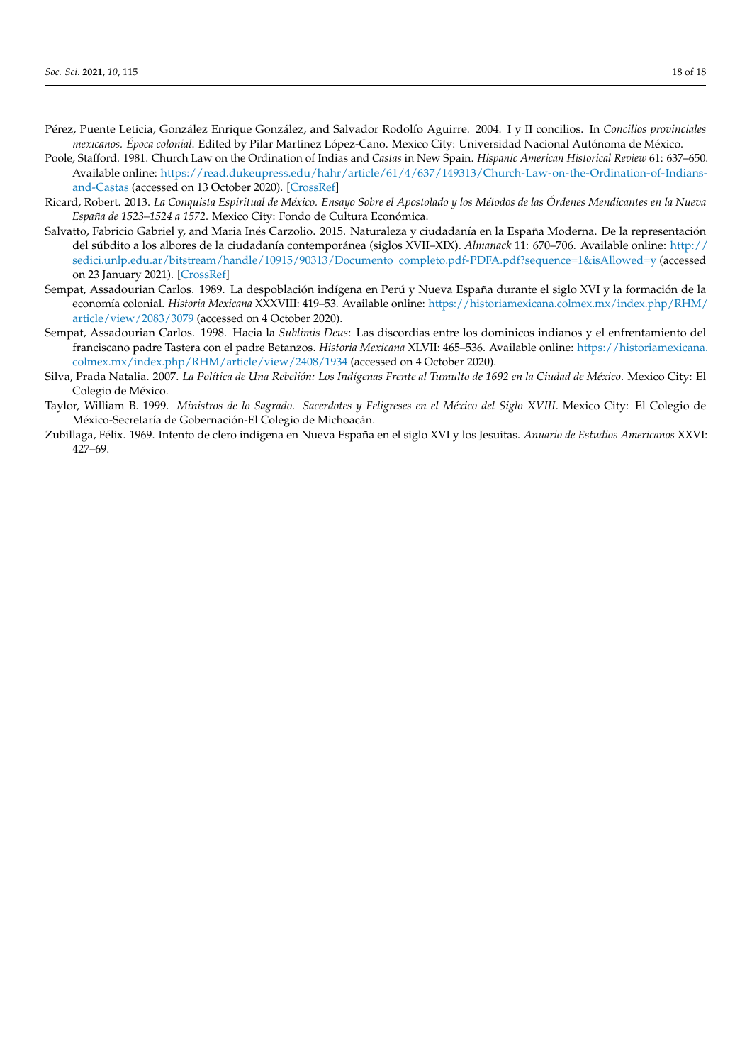Pérez, Puente Leticia, González Enrique González, and Salvador Rodolfo Aguirre. 2004. I y II concilios. In *Concilios provinciales mexicanos. Época colonial*. Edited by Pilar Martínez López-Cano. Mexico City: Universidad Nacional Autónoma de México.

Poole, Stafford. 1981. Church Law on the Ordination of Indias and *Castas* in New Spain. *Hispanic American Historical Review* 61: 637–650. Available online: https://read.dukeupress.edu/hahr/article/61/4/637/149313/Church-Law-on-the-Ordination-of-Indians-and-Castas (accessed on 13 October 2020). [CrossRef]

Ricard, Robert. 2013. *La Conquista Espiritual de México. Ensayo Sobre el Apostolado y los Métodos de las Órdenes Mendicantes en la Nueva España de 1523–1524 a 1572*. Mexico City: Fondo de Cultura Económica.

Salvatto, Fabricio Gabriel y, and Maria Inés Carzolio. 2015. Naturaleza y ciudadanía en la España Moderna. De la representación del súbdito a los albores de la ciudadanía contemporánea (siglos XVII–XIX). *Almanack* 11: 670–706. Available online: http://sedici.unlp.edu.ar/bitstream/handle/10915/90313/Documento_completo.pdf-PDFA.pdf?sequence=1&isAllowed=y (accessed on 23 January 2021). [CrossRef]

Sempat, Assadourian Carlos. 1989. La despoblación indígena en Perú y Nueva España durante el siglo XVI y la formación de la economía colonial. *Historia Mexicana* XXXVIII: 419–53. Available online: https://historiamexicana.colmex.mx/index.php/RHM/article/view/2083/3079 (accessed on 4 October 2020).

Sempat, Assadourian Carlos. 1998. Hacia la *Sublimis Deus*: Las discordias entre los dominicos indianos y el enfrentamiento del franciscano padre Tastera con el padre Betanzos. *Historia Mexicana* XLVII: 465–536. Available online: https://historiamexicana.colmex.mx/index.php/RHM/article/view/2408/1934 (accessed on 4 October 2020).

Silva, Prada Natalia. 2007. *La Política de Una Rebelión: Los Indígenas Frente al Tumulto de 1692 en la Ciudad de México*. Mexico City: El Colegio de México.

Taylor, William B. 1999. *Ministros de lo Sagrado. Sacerdotes y Feligreses en el México del Siglo XVIII*. Mexico City: El Colegio de México-Secretaría de Gobernación-El Colegio de Michoacán.

Zubillaga, Félix. 1969. Intento de clero indígena en Nueva España en el siglo XVI y los Jesuitas. *Anuario de Estudios Americanos* XXVI: 427–69.